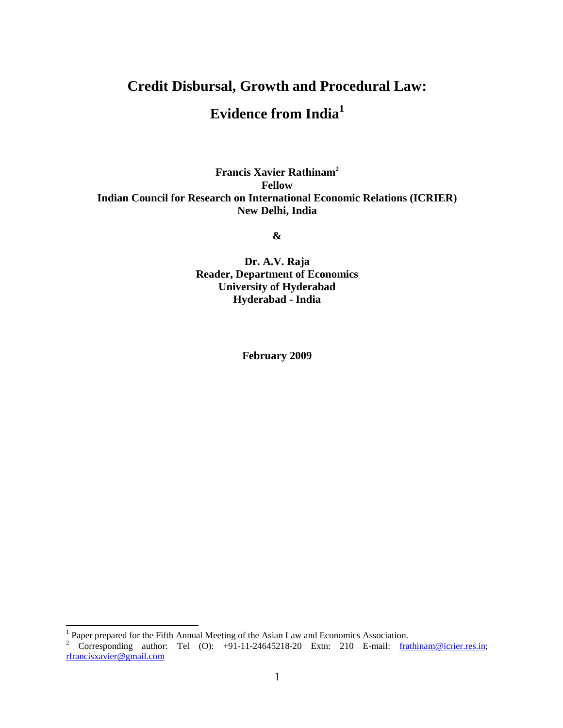# Credit Disbursal, Growth and Procedural Law: Evidence from India[1]

**Francis Xavier Rathinam[2]**
**Fellow**
**Indian Council for Research on International Economic Relations (ICRIER)**
**New Delhi, India**

**&**

**Dr. A.V. Raja**
**Reader, Department of Economics**
**University of Hyderabad**
**Hyderabad - India**

**February 2009**

---

[1] Paper prepared for the Fifth Annual Meeting of the Asian Law and Economics Association.

[2] Corresponding author: Tel (O): +91-11-24645218-20 Extn: 210 E-mail: frathinam@icrier.res.in; rfrancisxavier@gmail.com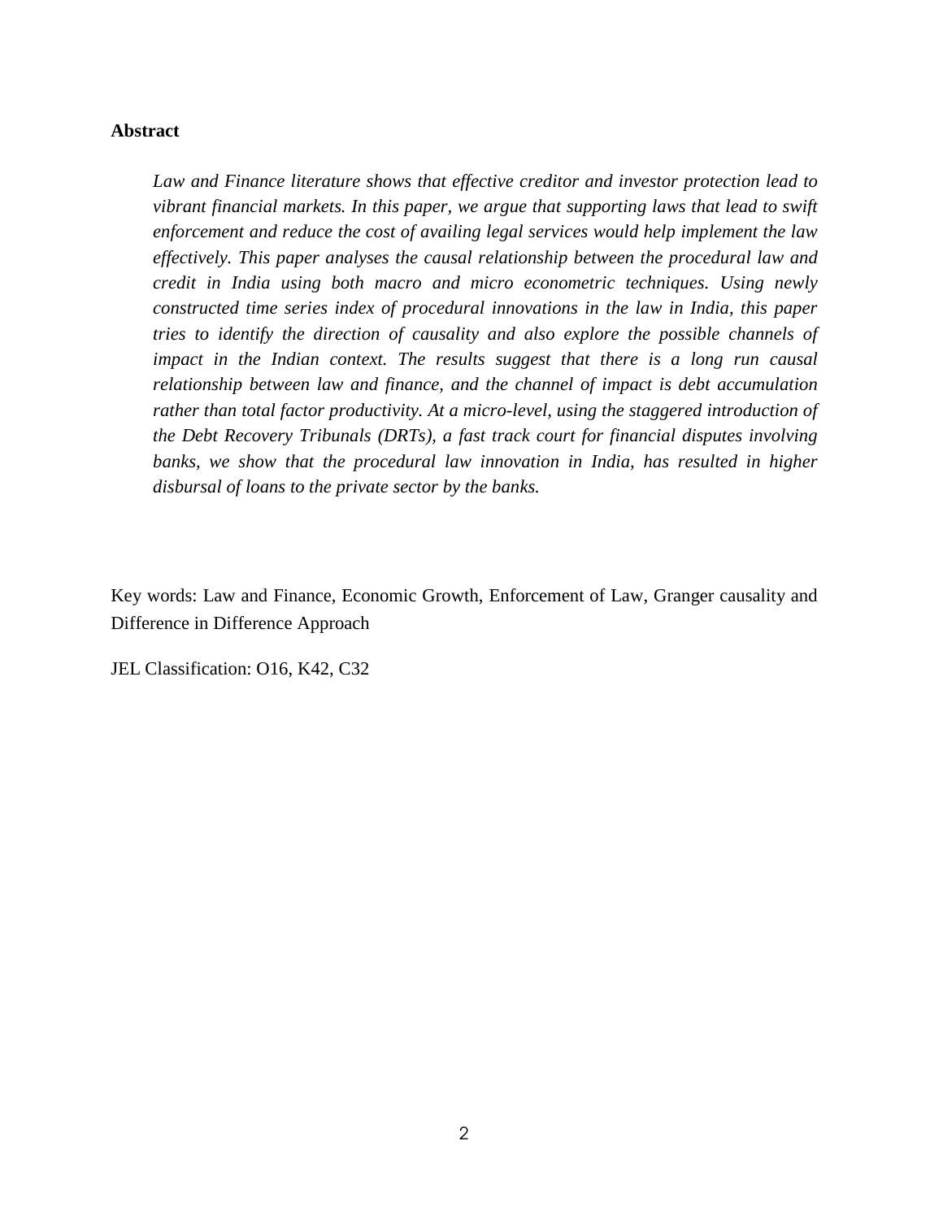**Abstract**

*Law and Finance literature shows that effective creditor and investor protection lead to vibrant financial markets. In this paper, we argue that supporting laws that lead to swift enforcement and reduce the cost of availing legal services would help implement the law effectively. This paper analyses the causal relationship between the procedural law and credit in India using both macro and micro econometric techniques. Using newly constructed time series index of procedural innovations in the law in India, this paper tries to identify the direction of causality and also explore the possible channels of impact in the Indian context. The results suggest that there is a long run causal relationship between law and finance, and the channel of impact is debt accumulation rather than total factor productivity. At a micro-level, using the staggered introduction of the Debt Recovery Tribunals (DRTs), a fast track court for financial disputes involving banks, we show that the procedural law innovation in India, has resulted in higher disbursal of loans to the private sector by the banks.*

Key words: Law and Finance, Economic Growth, Enforcement of Law, Granger causality and Difference in Difference Approach

JEL Classification: O16, K42, C32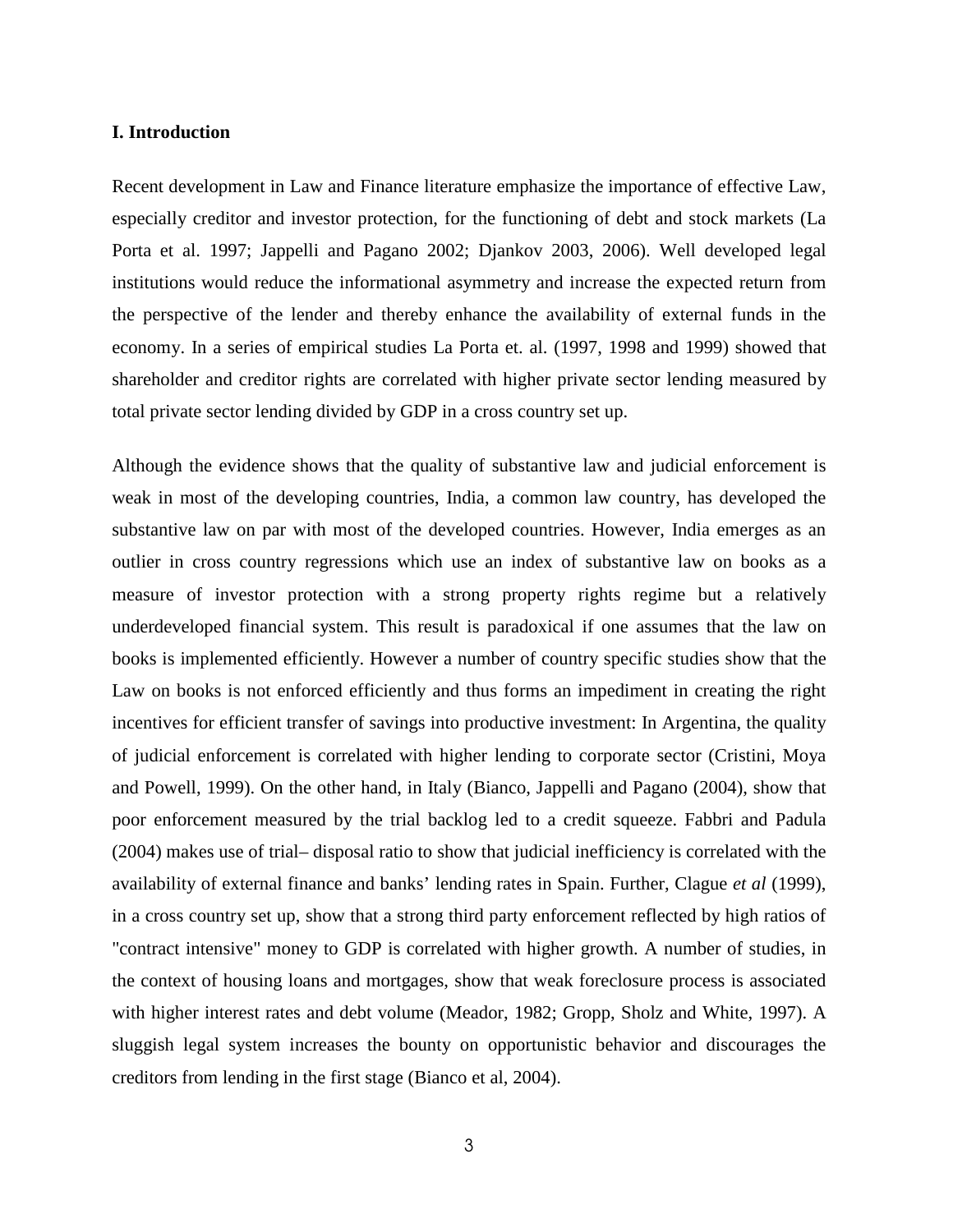## I. Introduction

Recent development in Law and Finance literature emphasize the importance of effective Law, especially creditor and investor protection, for the functioning of debt and stock markets (La Porta et al. 1997; Jappelli and Pagano 2002; Djankov 2003, 2006). Well developed legal institutions would reduce the informational asymmetry and increase the expected return from the perspective of the lender and thereby enhance the availability of external funds in the economy. In a series of empirical studies La Porta et. al. (1997, 1998 and 1999) showed that shareholder and creditor rights are correlated with higher private sector lending measured by total private sector lending divided by GDP in a cross country set up.

Although the evidence shows that the quality of substantive law and judicial enforcement is weak in most of the developing countries, India, a common law country, has developed the substantive law on par with most of the developed countries. However, India emerges as an outlier in cross country regressions which use an index of substantive law on books as a measure of investor protection with a strong property rights regime but a relatively underdeveloped financial system. This result is paradoxical if one assumes that the law on books is implemented efficiently. However a number of country specific studies show that the Law on books is not enforced efficiently and thus forms an impediment in creating the right incentives for efficient transfer of savings into productive investment: In Argentina, the quality of judicial enforcement is correlated with higher lending to corporate sector (Cristini, Moya and Powell, 1999). On the other hand, in Italy (Bianco, Jappelli and Pagano (2004), show that poor enforcement measured by the trial backlog led to a credit squeeze. Fabbri and Padula (2004) makes use of trial– disposal ratio to show that judicial inefficiency is correlated with the availability of external finance and banks' lending rates in Spain. Further, Clague *et al* (1999), in a cross country set up, show that a strong third party enforcement reflected by high ratios of "contract intensive" money to GDP is correlated with higher growth. A number of studies, in the context of housing loans and mortgages, show that weak foreclosure process is associated with higher interest rates and debt volume (Meador, 1982; Gropp, Sholz and White, 1997). A sluggish legal system increases the bounty on opportunistic behavior and discourages the creditors from lending in the first stage (Bianco et al, 2004).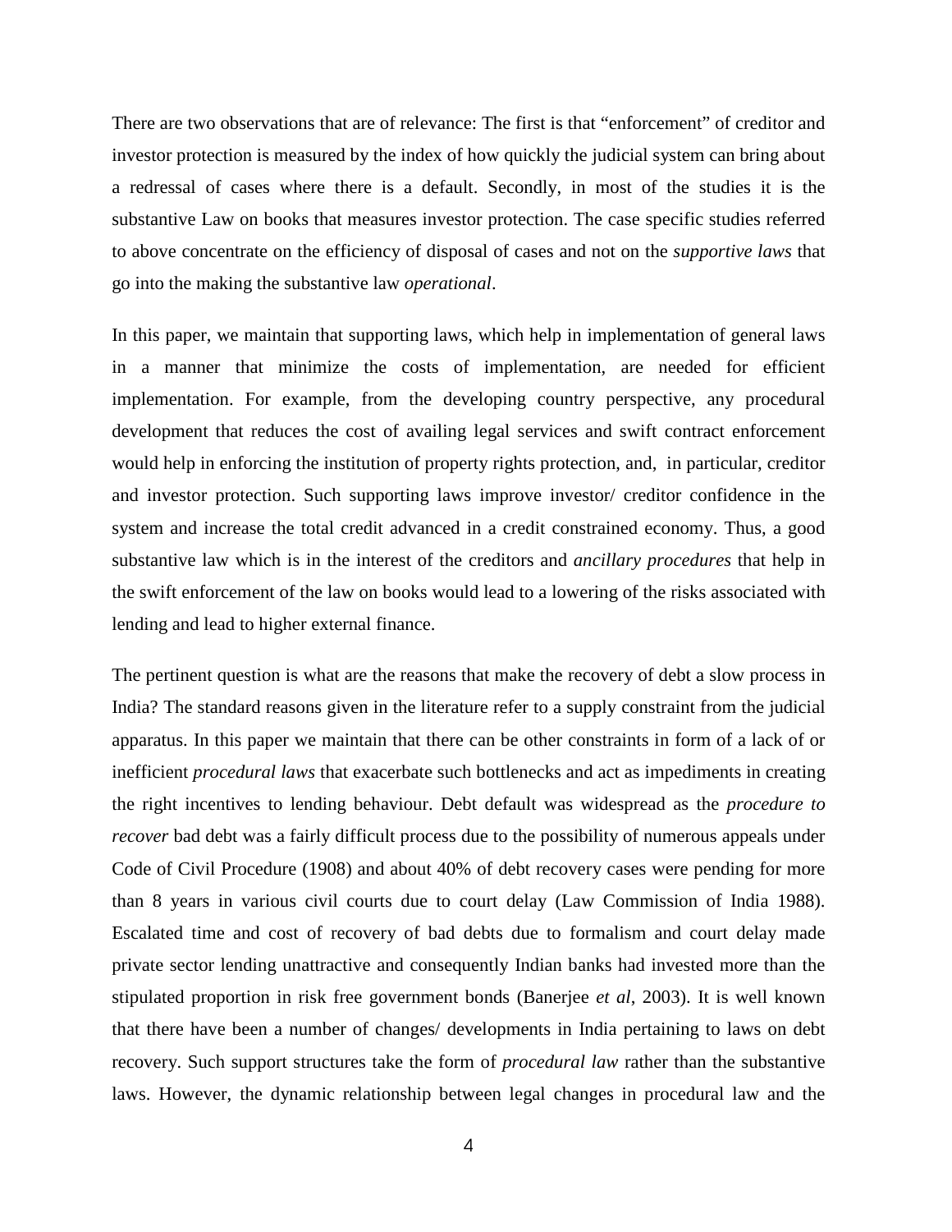There are two observations that are of relevance: The first is that "enforcement" of creditor and investor protection is measured by the index of how quickly the judicial system can bring about a redressal of cases where there is a default. Secondly, in most of the studies it is the substantive Law on books that measures investor protection. The case specific studies referred to above concentrate on the efficiency of disposal of cases and not on the *supportive laws* that go into the making the substantive law *operational*.

In this paper, we maintain that supporting laws, which help in implementation of general laws in a manner that minimize the costs of implementation, are needed for efficient implementation. For example, from the developing country perspective, any procedural development that reduces the cost of availing legal services and swift contract enforcement would help in enforcing the institution of property rights protection, and, in particular, creditor and investor protection. Such supporting laws improve investor/ creditor confidence in the system and increase the total credit advanced in a credit constrained economy. Thus, a good substantive law which is in the interest of the creditors and *ancillary procedures* that help in the swift enforcement of the law on books would lead to a lowering of the risks associated with lending and lead to higher external finance.

The pertinent question is what are the reasons that make the recovery of debt a slow process in India? The standard reasons given in the literature refer to a supply constraint from the judicial apparatus. In this paper we maintain that there can be other constraints in form of a lack of or inefficient *procedural laws* that exacerbate such bottlenecks and act as impediments in creating the right incentives to lending behaviour. Debt default was widespread as the *procedure to recover* bad debt was a fairly difficult process due to the possibility of numerous appeals under Code of Civil Procedure (1908) and about 40% of debt recovery cases were pending for more than 8 years in various civil courts due to court delay (Law Commission of India 1988). Escalated time and cost of recovery of bad debts due to formalism and court delay made private sector lending unattractive and consequently Indian banks had invested more than the stipulated proportion in risk free government bonds (Banerjee *et al*, 2003). It is well known that there have been a number of changes/ developments in India pertaining to laws on debt recovery. Such support structures take the form of *procedural law* rather than the substantive laws. However, the dynamic relationship between legal changes in procedural law and the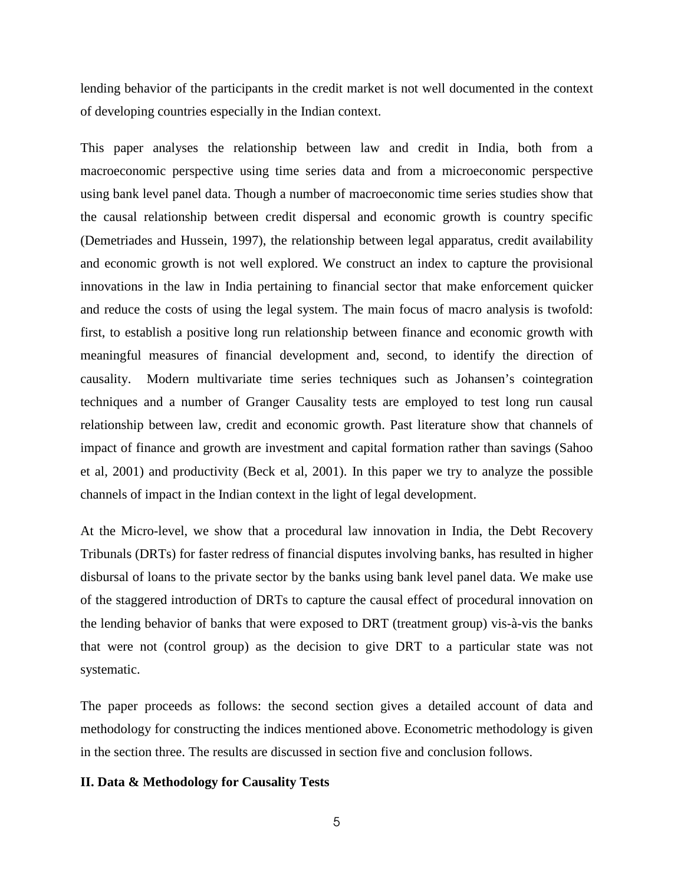lending behavior of the participants in the credit market is not well documented in the context of developing countries especially in the Indian context.

This paper analyses the relationship between law and credit in India, both from a macroeconomic perspective using time series data and from a microeconomic perspective using bank level panel data. Though a number of macroeconomic time series studies show that the causal relationship between credit dispersal and economic growth is country specific (Demetriades and Hussein, 1997), the relationship between legal apparatus, credit availability and economic growth is not well explored. We construct an index to capture the provisional innovations in the law in India pertaining to financial sector that make enforcement quicker and reduce the costs of using the legal system. The main focus of macro analysis is twofold: first, to establish a positive long run relationship between finance and economic growth with meaningful measures of financial development and, second, to identify the direction of causality. Modern multivariate time series techniques such as Johansen's cointegration techniques and a number of Granger Causality tests are employed to test long run causal relationship between law, credit and economic growth. Past literature show that channels of impact of finance and growth are investment and capital formation rather than savings (Sahoo et al, 2001) and productivity (Beck et al, 2001). In this paper we try to analyze the possible channels of impact in the Indian context in the light of legal development.

At the Micro-level, we show that a procedural law innovation in India, the Debt Recovery Tribunals (DRTs) for faster redress of financial disputes involving banks, has resulted in higher disbursal of loans to the private sector by the banks using bank level panel data. We make use of the staggered introduction of DRTs to capture the causal effect of procedural innovation on the lending behavior of banks that were exposed to DRT (treatment group) vis-à-vis the banks that were not (control group) as the decision to give DRT to a particular state was not systematic.

The paper proceeds as follows: the second section gives a detailed account of data and methodology for constructing the indices mentioned above. Econometric methodology is given in the section three. The results are discussed in section five and conclusion follows.

## II. Data & Methodology for Causality Tests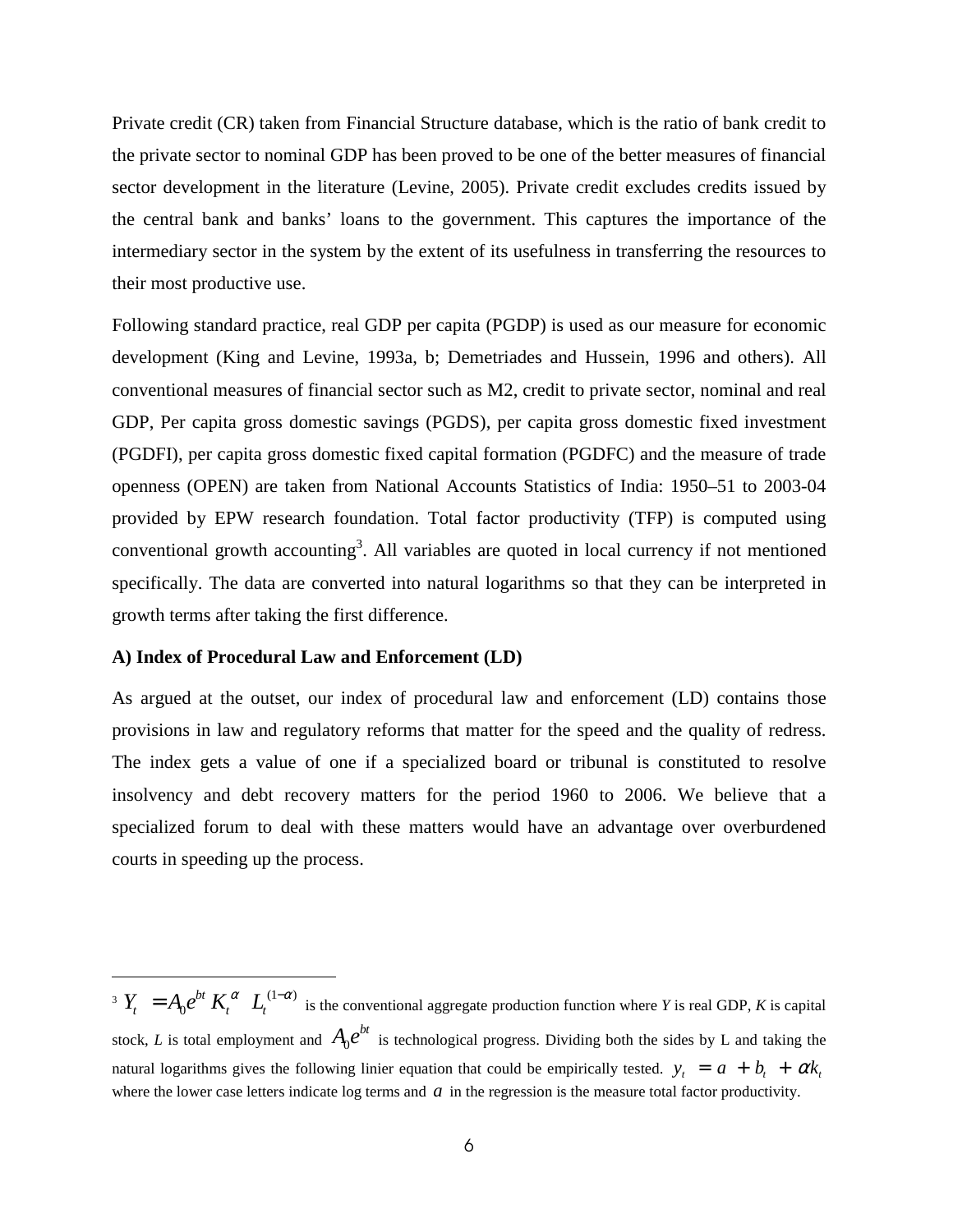Private credit (CR) taken from Financial Structure database, which is the ratio of bank credit to the private sector to nominal GDP has been proved to be one of the better measures of financial sector development in the literature (Levine, 2005). Private credit excludes credits issued by the central bank and banks' loans to the government. This captures the importance of the intermediary sector in the system by the extent of its usefulness in transferring the resources to their most productive use.

Following standard practice, real GDP per capita (PGDP) is used as our measure for economic development (King and Levine, 1993a, b; Demetriades and Hussein, 1996 and others). All conventional measures of financial sector such as M2, credit to private sector, nominal and real GDP, Per capita gross domestic savings (PGDS), per capita gross domestic fixed investment (PGDFI), per capita gross domestic fixed capital formation (PGDFC) and the measure of trade openness (OPEN) are taken from National Accounts Statistics of India: 1950–51 to 2003-04 provided by EPW research foundation. Total factor productivity (TFP) is computed using conventional growth accounting[3]. All variables are quoted in local currency if not mentioned specifically. The data are converted into natural logarithms so that they can be interpreted in growth terms after taking the first difference.

**A) Index of Procedural Law and Enforcement (LD)**

As argued at the outset, our index of procedural law and enforcement (LD) contains those provisions in law and regulatory reforms that matter for the speed and the quality of redress. The index gets a value of one if a specialized board or tribunal is constituted to resolve insolvency and debt recovery matters for the period 1960 to 2006. We believe that a specialized forum to deal with these matters would have an advantage over overburdened courts in speeding up the process.

---

[3] $Y_t = A_0 e^{bt} K_t^{\alpha} L_t^{(1-\alpha)}$ is the conventional aggregate production function where *Y* is real GDP, *K* is capital stock, *L* is total employment and $A_0 e^{bt}$ is technological progress. Dividing both the sides by L and taking the natural logarithms gives the following linier equation that could be empirically tested. $y_t = a + b_t + \alpha k_t$ where the lower case letters indicate log terms and $a$ in the regression is the measure total factor productivity.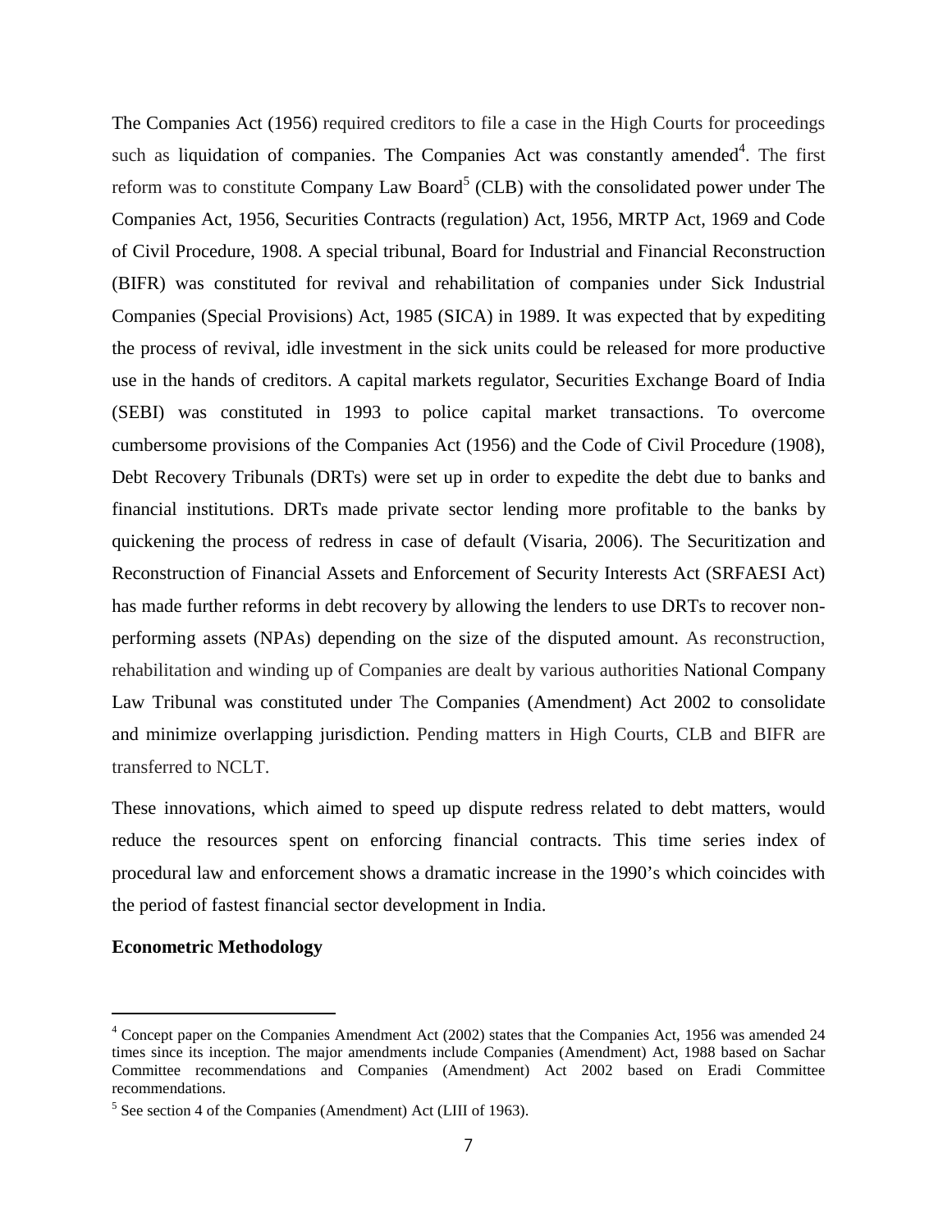The Companies Act (1956) required creditors to file a case in the High Courts for proceedings such as liquidation of companies. The Companies Act was constantly amended[4]. The first reform was to constitute Company Law Board[5] (CLB) with the consolidated power under The Companies Act, 1956, Securities Contracts (regulation) Act, 1956, MRTP Act, 1969 and Code of Civil Procedure, 1908. A special tribunal, Board for Industrial and Financial Reconstruction (BIFR) was constituted for revival and rehabilitation of companies under Sick Industrial Companies (Special Provisions) Act, 1985 (SICA) in 1989. It was expected that by expediting the process of revival, idle investment in the sick units could be released for more productive use in the hands of creditors. A capital markets regulator, Securities Exchange Board of India (SEBI) was constituted in 1993 to police capital market transactions. To overcome cumbersome provisions of the Companies Act (1956) and the Code of Civil Procedure (1908), Debt Recovery Tribunals (DRTs) were set up in order to expedite the debt due to banks and financial institutions. DRTs made private sector lending more profitable to the banks by quickening the process of redress in case of default (Visaria, 2006). The Securitization and Reconstruction of Financial Assets and Enforcement of Security Interests Act (SRFAESI Act) has made further reforms in debt recovery by allowing the lenders to use DRTs to recover non-performing assets (NPAs) depending on the size of the disputed amount. As reconstruction, rehabilitation and winding up of Companies are dealt by various authorities National Company Law Tribunal was constituted under The Companies (Amendment) Act 2002 to consolidate and minimize overlapping jurisdiction. Pending matters in High Courts, CLB and BIFR are transferred to NCLT.

These innovations, which aimed to speed up dispute redress related to debt matters, would reduce the resources spent on enforcing financial contracts. This time series index of procedural law and enforcement shows a dramatic increase in the 1990's which coincides with the period of fastest financial sector development in India.

**Econometric Methodology**

---

[4] Concept paper on the Companies Amendment Act (2002) states that the Companies Act, 1956 was amended 24 times since its inception. The major amendments include Companies (Amendment) Act, 1988 based on Sachar Committee recommendations and Companies (Amendment) Act 2002 based on Eradi Committee recommendations.

[5] See section 4 of the Companies (Amendment) Act (LIII of 1963).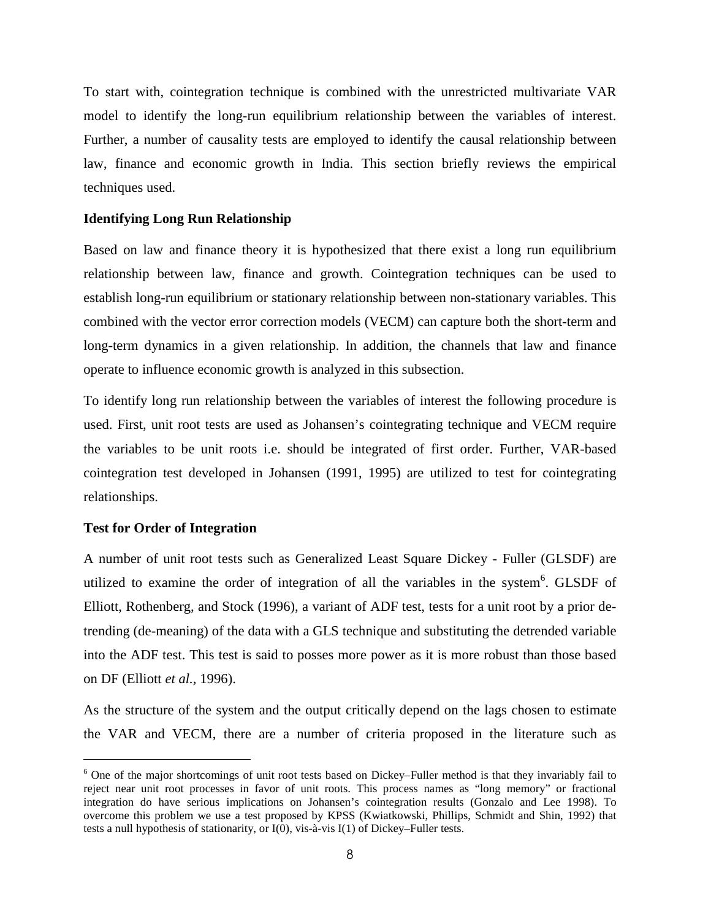To start with, cointegration technique is combined with the unrestricted multivariate VAR model to identify the long-run equilibrium relationship between the variables of interest. Further, a number of causality tests are employed to identify the causal relationship between law, finance and economic growth in India. This section briefly reviews the empirical techniques used.

**Identifying Long Run Relationship**

Based on law and finance theory it is hypothesized that there exist a long run equilibrium relationship between law, finance and growth. Cointegration techniques can be used to establish long-run equilibrium or stationary relationship between non-stationary variables. This combined with the vector error correction models (VECM) can capture both the short-term and long-term dynamics in a given relationship. In addition, the channels that law and finance operate to influence economic growth is analyzed in this subsection.

To identify long run relationship between the variables of interest the following procedure is used. First, unit root tests are used as Johansen's cointegrating technique and VECM require the variables to be unit roots i.e. should be integrated of first order. Further, VAR-based cointegration test developed in Johansen (1991, 1995) are utilized to test for cointegrating relationships.

**Test for Order of Integration**

A number of unit root tests such as Generalized Least Square Dickey - Fuller (GLSDF) are utilized to examine the order of integration of all the variables in the system[6]. GLSDF of Elliott, Rothenberg, and Stock (1996), a variant of ADF test, tests for a unit root by a prior de-trending (de-meaning) of the data with a GLS technique and substituting the detrended variable into the ADF test. This test is said to posses more power as it is more robust than those based on DF (Elliott *et al.*, 1996).

As the structure of the system and the output critically depend on the lags chosen to estimate the VAR and VECM, there are a number of criteria proposed in the literature such as

[6] One of the major shortcomings of unit root tests based on Dickey–Fuller method is that they invariably fail to reject near unit root processes in favor of unit roots. This process names as "long memory" or fractional integration do have serious implications on Johansen's cointegration results (Gonzalo and Lee 1998). To overcome this problem we use a test proposed by KPSS (Kwiatkowski, Phillips, Schmidt and Shin, 1992) that tests a null hypothesis of stationarity, or I(0), vis-à-vis I(1) of Dickey–Fuller tests.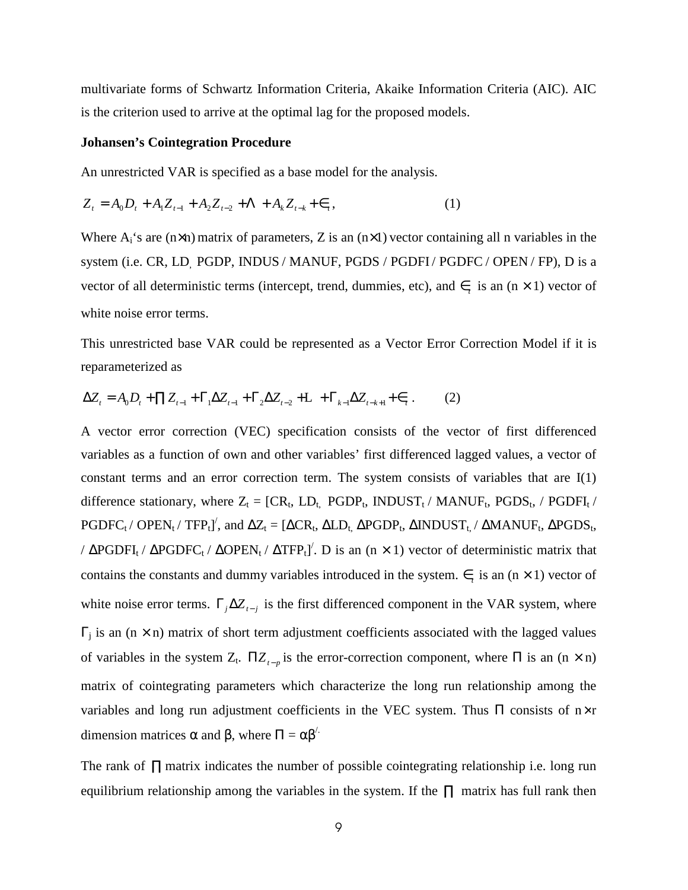multivariate forms of Schwartz Information Criteria, Akaike Information Criteria (AIC). AIC is the criterion used to arrive at the optimal lag for the proposed models.

**Johansen's Cointegration Procedure**

An unrestricted VAR is specified as a base model for the analysis.

$$Z_t = A_0 D_t + A_1 Z_{t-1} + A_2 Z_{t-2} + \Lambda + A_k Z_{t-k} + \in_t, \qquad (1)$$

Where $A_i$'s are $(n \times n)$ matrix of parameters, Z is an $(n \times 1)$ vector containing all n variables in the system (i.e. CR, LD, PGDP, INDUS / MANUF, PGDS / PGDFI / PGDFC / OPEN / FP), D is a vector of all deterministic terms (intercept, trend, dummies, etc), and $\in_t$ is an $(n \times 1)$ vector of white noise error terms.

This unrestricted base VAR could be represented as a Vector Error Correction Model if it is reparameterized as

$$\Delta Z_t = A_0 D_t + \prod Z_{t-1} + \Gamma_1 \Delta Z_{t-1} + \Gamma_2 \Delta Z_{t-2} + L + \Gamma_{k-1} \Delta Z_{t-k+1} + \in_t. \qquad (2)$$

A vector error correction (VEC) specification consists of the vector of first differenced variables as a function of own and other variables' first differenced lagged values, a vector of constant terms and an error correction term. The system consists of variables that are I(1) difference stationary, where $Z_t$ = [$CR_t$, $LD_t$, $PGDP_t$, $INDUST_t$ / $MANUF_t$, $PGDS_t$, / $PGDFI_t$ / $PGDFC_t$ / $OPEN_t$ / $TFP_t$]$^{/}$, and $\Delta Z_t$ = [$\Delta CR_t$, $\Delta LD_t$, $\Delta PGDP_t$, $\Delta INDUST_t$ / $\Delta MANUF_t$, $\Delta PGDS_t$, / $\Delta PGDFI_t$ / $\Delta PGDFC_t$ / $\Delta OPEN_t$ / $\Delta TFP_t$]$^{/}$. D is an $(n \times 1)$ vector of deterministic matrix that contains the constants and dummy variables introduced in the system. $\in_t$ is an $(n \times 1)$ vector of white noise error terms. $\Gamma_j \Delta Z_{t-j}$ is the first differenced component in the VAR system, where $\Gamma_j$ is an $(n \times n)$ matrix of short term adjustment coefficients associated with the lagged values of variables in the system $Z_t$. $\Pi Z_{t-p}$ is the error-correction component, where $\Pi$ is an $(n \times n)$ matrix of cointegrating parameters which characterize the long run relationship among the variables and long run adjustment coefficients in the VEC system. Thus $\Pi$ consists of $n \times r$ dimension matrices $\alpha$ and $\beta$, where $\Pi = \alpha\beta^{/}$.

The rank of $\prod$ matrix indicates the number of possible cointegrating relationship i.e. long run equilibrium relationship among the variables in the system. If the $\prod$ matrix has full rank then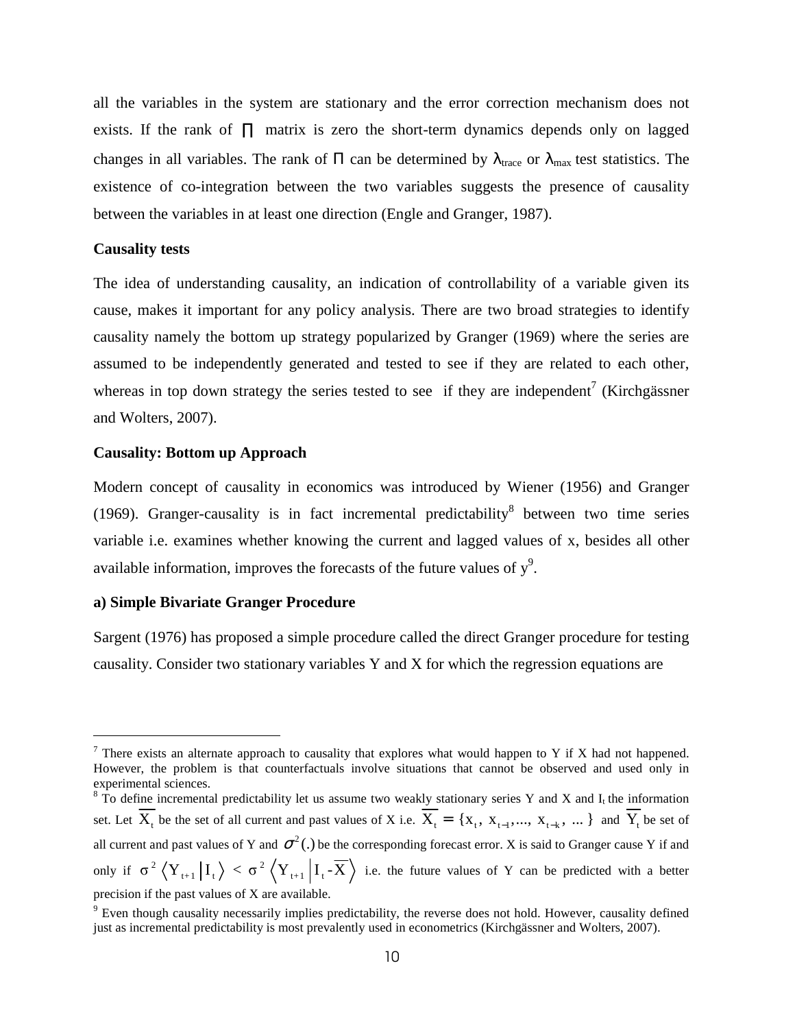all the variables in the system are stationary and the error correction mechanism does not exists. If the rank of $\Pi$ matrix is zero the short-term dynamics depends only on lagged changes in all variables. The rank of $\Pi$ can be determined by $\lambda_{trace}$ or $\lambda_{max}$ test statistics. The existence of co-integration between the two variables suggests the presence of causality between the variables in at least one direction (Engle and Granger, 1987).

**Causality tests**

The idea of understanding causality, an indication of controllability of a variable given its cause, makes it important for any policy analysis. There are two broad strategies to identify causality namely the bottom up strategy popularized by Granger (1969) where the series are assumed to be independently generated and tested to see if they are related to each other, whereas in top down strategy the series tested to see if they are independent[7] (Kirchgässner and Wolters, 2007).

**Causality: Bottom up Approach**

Modern concept of causality in economics was introduced by Wiener (1956) and Granger (1969). Granger-causality is in fact incremental predictability[8] between two time series variable i.e. examines whether knowing the current and lagged values of x, besides all other available information, improves the forecasts of the future values of y[9].

**a) Simple Bivariate Granger Procedure**

Sargent (1976) has proposed a simple procedure called the direct Granger procedure for testing causality. Consider two stationary variables Y and X for which the regression equations are

---

[7] There exists an alternate approach to causality that explores what would happen to Y if X had not happened. However, the problem is that counterfactuals involve situations that cannot be observed and used only in experimental sciences.

[8] To define incremental predictability let us assume two weakly stationary series Y and X and $I_t$ the information set. Let $\overline{X_t}$ be the set of all current and past values of X i.e. $\overline{X_t} = \{x_t, x_{t-1}, ..., x_{t-k}, ...\}$ and $\overline{Y_t}$ be set of all current and past values of Y and $\sigma^2(.)$ be the corresponding forecast error. X is said to Granger cause Y if and only if $\sigma^2 \langle Y_{t+1} | I_t \rangle < \sigma^2 \langle Y_{t+1} | I_t - \overline{X} \rangle$ i.e. the future values of Y can be predicted with a better precision if the past values of X are available.

[9] Even though causality necessarily implies predictability, the reverse does not hold. However, causality defined just as incremental predictability is most prevalently used in econometrics (Kirchgässner and Wolters, 2007).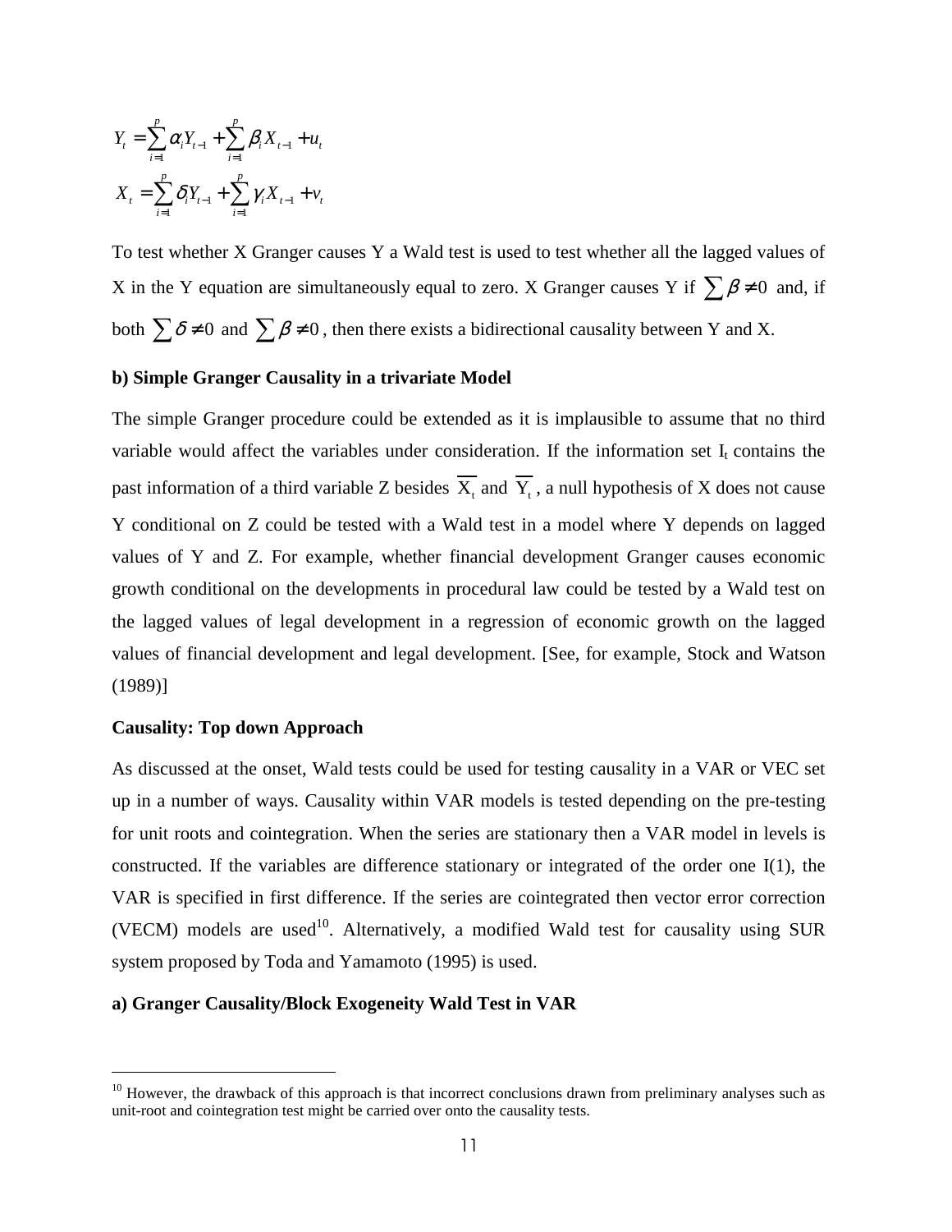$$Y_t = \sum_{i=1}^{p} \alpha_i Y_{t-1} + \sum_{i=1}^{p} \beta_i X_{t-1} + u_t$$

$$X_t = \sum_{i=1}^{p} \delta_i Y_{t-1} + \sum_{i=1}^{p} \gamma_i X_{t-1} + v_t$$

To test whether X Granger causes Y a Wald test is used to test whether all the lagged values of X in the Y equation are simultaneously equal to zero. X Granger causes Y if $\sum \beta \neq 0$ and, if both $\sum \delta \neq 0$ and $\sum \beta \neq 0$, then there exists a bidirectional causality between Y and X.

**b) Simple Granger Causality in a trivariate Model**

The simple Granger procedure could be extended as it is implausible to assume that no third variable would affect the variables under consideration. If the information set $I_t$ contains the past information of a third variable Z besides $\overline{X_t}$ and $\overline{Y_t}$, a null hypothesis of X does not cause Y conditional on Z could be tested with a Wald test in a model where Y depends on lagged values of Y and Z. For example, whether financial development Granger causes economic growth conditional on the developments in procedural law could be tested by a Wald test on the lagged values of legal development in a regression of economic growth on the lagged values of financial development and legal development. [See, for example, Stock and Watson (1989)]

**Causality: Top down Approach**

As discussed at the onset, Wald tests could be used for testing causality in a VAR or VEC set up in a number of ways. Causality within VAR models is tested depending on the pre-testing for unit roots and cointegration. When the series are stationary then a VAR model in levels is constructed. If the variables are difference stationary or integrated of the order one I(1), the VAR is specified in first difference. If the series are cointegrated then vector error correction (VECM) models are used[10]. Alternatively, a modified Wald test for causality using SUR system proposed by Toda and Yamamoto (1995) is used.

**a) Granger Causality/Block Exogeneity Wald Test in VAR**

[10] However, the drawback of this approach is that incorrect conclusions drawn from preliminary analyses such as unit-root and cointegration test might be carried over onto the causality tests.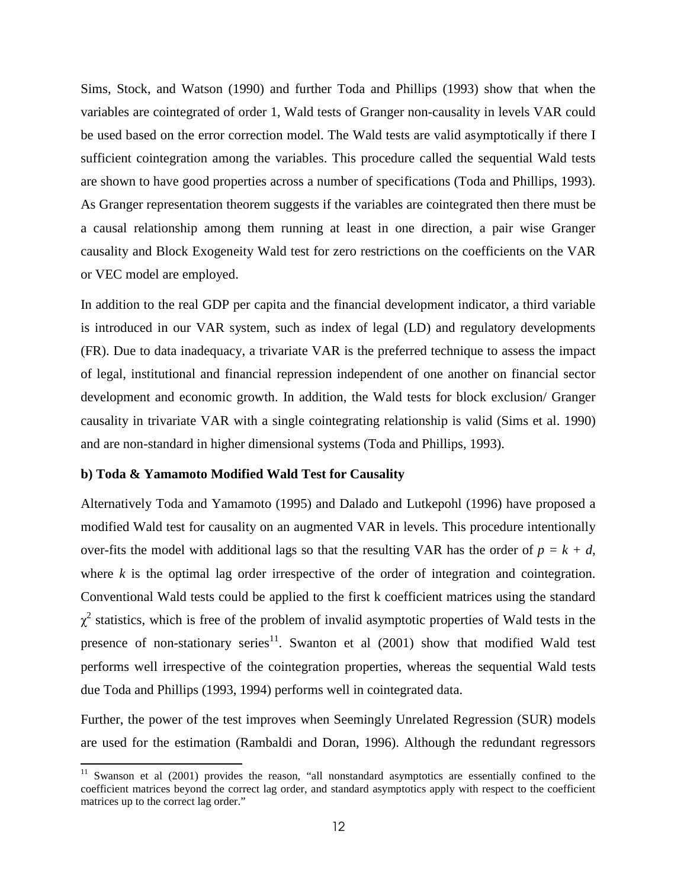Sims, Stock, and Watson (1990) and further Toda and Phillips (1993) show that when the variables are cointegrated of order 1, Wald tests of Granger non-causality in levels VAR could be used based on the error correction model. The Wald tests are valid asymptotically if there I sufficient cointegration among the variables. This procedure called the sequential Wald tests are shown to have good properties across a number of specifications (Toda and Phillips, 1993). As Granger representation theorem suggests if the variables are cointegrated then there must be a causal relationship among them running at least in one direction, a pair wise Granger causality and Block Exogeneity Wald test for zero restrictions on the coefficients on the VAR or VEC model are employed.

In addition to the real GDP per capita and the financial development indicator, a third variable is introduced in our VAR system, such as index of legal (LD) and regulatory developments (FR). Due to data inadequacy, a trivariate VAR is the preferred technique to assess the impact of legal, institutional and financial repression independent of one another on financial sector development and economic growth. In addition, the Wald tests for block exclusion/ Granger causality in trivariate VAR with a single cointegrating relationship is valid (Sims et al. 1990) and are non-standard in higher dimensional systems (Toda and Phillips, 1993).

**b) Toda & Yamamoto Modified Wald Test for Causality**

Alternatively Toda and Yamamoto (1995) and Dalado and Lutkepohl (1996) have proposed a modified Wald test for causality on an augmented VAR in levels. This procedure intentionally over-fits the model with additional lags so that the resulting VAR has the order of $p = k + d$, where $k$ is the optimal lag order irrespective of the order of integration and cointegration. Conventional Wald tests could be applied to the first k coefficient matrices using the standard $\chi^2$ statistics, which is free of the problem of invalid asymptotic properties of Wald tests in the presence of non-stationary series[11]. Swanton et al (2001) show that modified Wald test performs well irrespective of the cointegration properties, whereas the sequential Wald tests due Toda and Phillips (1993, 1994) performs well in cointegrated data.

Further, the power of the test improves when Seemingly Unrelated Regression (SUR) models are used for the estimation (Rambaldi and Doran, 1996). Although the redundant regressors

[11] Swanson et al (2001) provides the reason, "all nonstandard asymptotics are essentially confined to the coefficient matrices beyond the correct lag order, and standard asymptotics apply with respect to the coefficient matrices up to the correct lag order."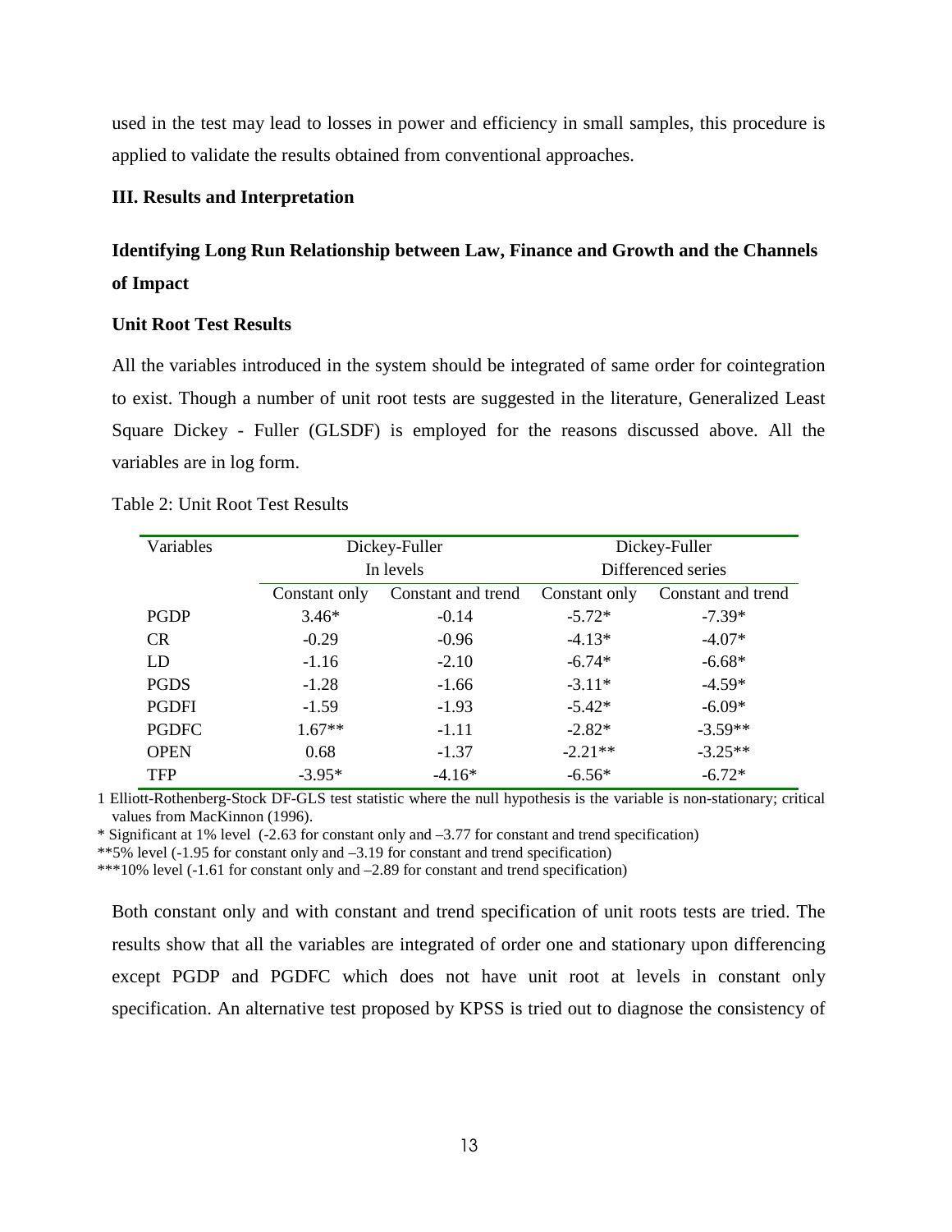used in the test may lead to losses in power and efficiency in small samples, this procedure is applied to validate the results obtained from conventional approaches.

## III. Results and Interpretation

### Identifying Long Run Relationship between Law, Finance and Growth and the Channels of Impact

#### Unit Root Test Results

All the variables introduced in the system should be integrated of same order for cointegration to exist. Though a number of unit root tests are suggested in the literature, Generalized Least Square Dickey - Fuller (GLSDF) is employed for the reasons discussed above. All the variables are in log form.

Table 2: Unit Root Test Results

| Variables | Dickey-Fuller In levels | | Dickey-Fuller Differenced series | |
|---|---|---|---|---|
| | Constant only | Constant and trend | Constant only | Constant and trend |
| PGDP | 3.46* | -0.14 | -5.72* | -7.39* |
| CR | -0.29 | -0.96 | -4.13* | -4.07* |
| LD | -1.16 | -2.10 | -6.74* | -6.68* |
| PGDS | -1.28 | -1.66 | -3.11* | -4.59* |
| PGDFI | -1.59 | -1.93 | -5.42* | -6.09* |
| PGDFC | 1.67** | -1.11 | -2.82* | -3.59** |
| OPEN | 0.68 | -1.37 | -2.21** | -3.25** |
| TFP | -3.95* | -4.16* | -6.56* | -6.72* |

1 Elliott-Rothenberg-Stock DF-GLS test statistic where the null hypothesis is the variable is non-stationary; critical values from MacKinnon (1996).

\* Significant at 1% level (-2.63 for constant only and –3.77 for constant and trend specification)

\*\*5% level (-1.95 for constant only and –3.19 for constant and trend specification)

\*\*\*10% level (-1.61 for constant only and –2.89 for constant and trend specification)

Both constant only and with constant and trend specification of unit roots tests are tried. The results show that all the variables are integrated of order one and stationary upon differencing except PGDP and PGDFC which does not have unit root at levels in constant only specification. An alternative test proposed by KPSS is tried out to diagnose the consistency of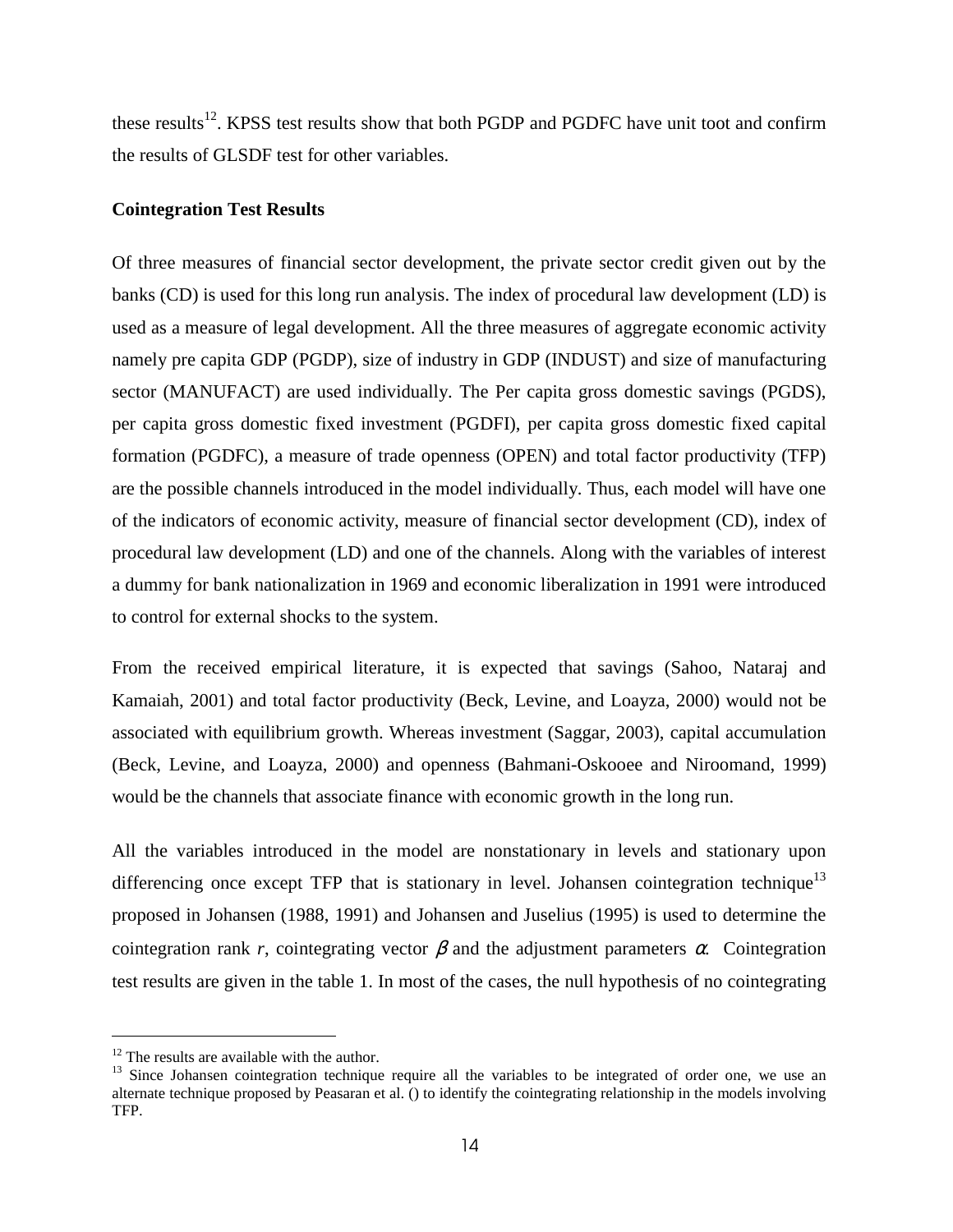these results[12]. KPSS test results show that both PGDP and PGDFC have unit toot and confirm the results of GLSDF test for other variables.

**Cointegration Test Results**

Of three measures of financial sector development, the private sector credit given out by the banks (CD) is used for this long run analysis. The index of procedural law development (LD) is used as a measure of legal development. All the three measures of aggregate economic activity namely pre capita GDP (PGDP), size of industry in GDP (INDUST) and size of manufacturing sector (MANUFACT) are used individually. The Per capita gross domestic savings (PGDS), per capita gross domestic fixed investment (PGDFI), per capita gross domestic fixed capital formation (PGDFC), a measure of trade openness (OPEN) and total factor productivity (TFP) are the possible channels introduced in the model individually. Thus, each model will have one of the indicators of economic activity, measure of financial sector development (CD), index of procedural law development (LD) and one of the channels. Along with the variables of interest a dummy for bank nationalization in 1969 and economic liberalization in 1991 were introduced to control for external shocks to the system.

From the received empirical literature, it is expected that savings (Sahoo, Nataraj and Kamaiah, 2001) and total factor productivity (Beck, Levine, and Loayza, 2000) would not be associated with equilibrium growth. Whereas investment (Saggar, 2003), capital accumulation (Beck, Levine, and Loayza, 2000) and openness (Bahmani-Oskooee and Niroomand, 1999) would be the channels that associate finance with economic growth in the long run.

All the variables introduced in the model are nonstationary in levels and stationary upon differencing once except TFP that is stationary in level. Johansen cointegration technique[13] proposed in Johansen (1988, 1991) and Johansen and Juselius (1995) is used to determine the cointegration rank *r*, cointegrating vector $\beta$ and the adjustment parameters $\alpha$. Cointegration test results are given in the table 1. In most of the cases, the null hypothesis of no cointegrating

---

[12] The results are available with the author.

[13] Since Johansen cointegration technique require all the variables to be integrated of order one, we use an alternate technique proposed by Peasaran et al. () to identify the cointegrating relationship in the models involving TFP.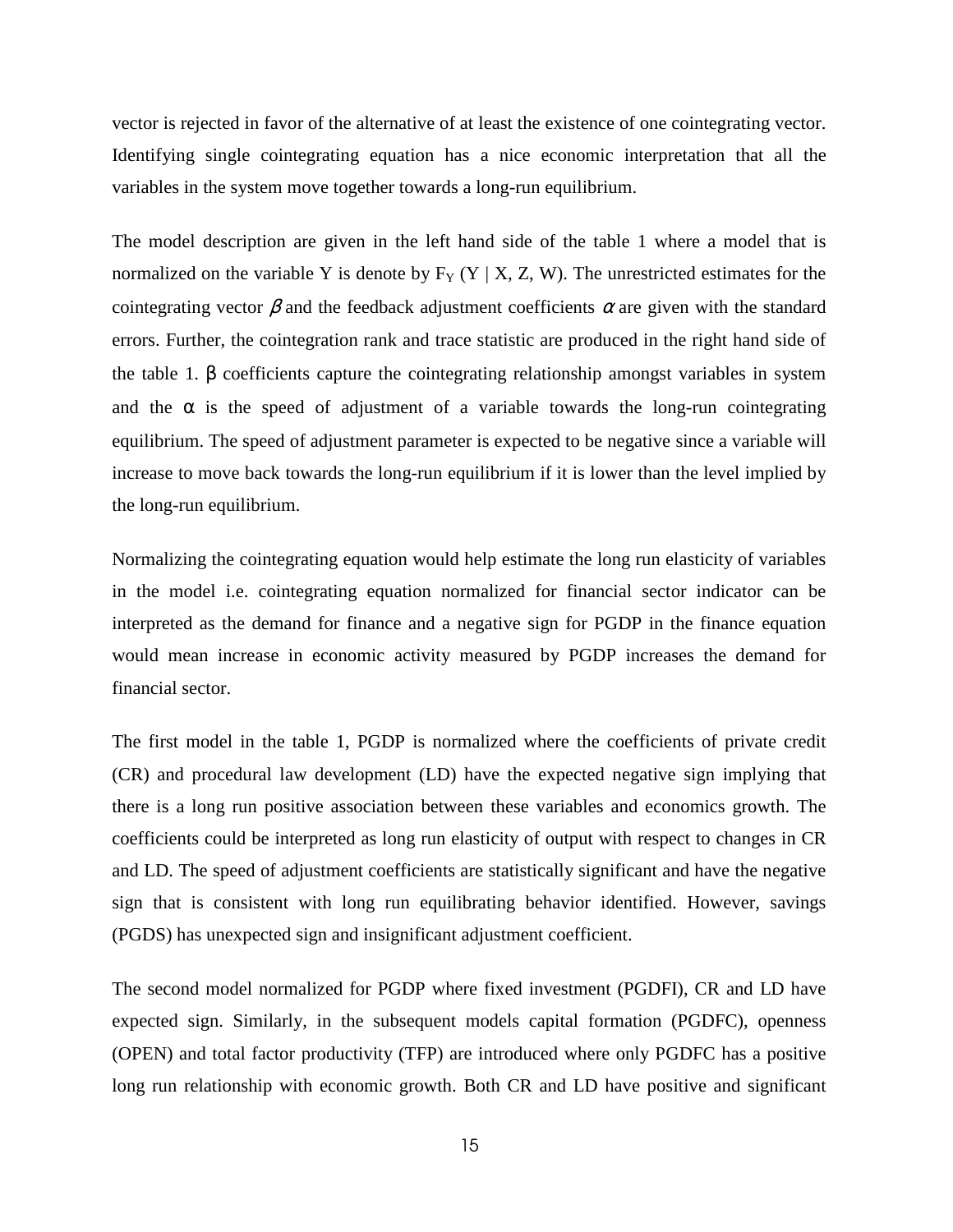vector is rejected in favor of the alternative of at least the existence of one cointegrating vector. Identifying single cointegrating equation has a nice economic interpretation that all the variables in the system move together towards a long-run equilibrium.

The model description are given in the left hand side of the table 1 where a model that is normalized on the variable Y is denote by $F_Y$ (Y | X, Z, W). The unrestricted estimates for the cointegrating vector $\beta$ and the feedback adjustment coefficients $\alpha$ are given with the standard errors. Further, the cointegration rank and trace statistic are produced in the right hand side of the table 1. β coefficients capture the cointegrating relationship amongst variables in system and the α is the speed of adjustment of a variable towards the long-run cointegrating equilibrium. The speed of adjustment parameter is expected to be negative since a variable will increase to move back towards the long-run equilibrium if it is lower than the level implied by the long-run equilibrium.

Normalizing the cointegrating equation would help estimate the long run elasticity of variables in the model i.e. cointegrating equation normalized for financial sector indicator can be interpreted as the demand for finance and a negative sign for PGDP in the finance equation would mean increase in economic activity measured by PGDP increases the demand for financial sector.

The first model in the table 1, PGDP is normalized where the coefficients of private credit (CR) and procedural law development (LD) have the expected negative sign implying that there is a long run positive association between these variables and economics growth. The coefficients could be interpreted as long run elasticity of output with respect to changes in CR and LD. The speed of adjustment coefficients are statistically significant and have the negative sign that is consistent with long run equilibrating behavior identified. However, savings (PGDS) has unexpected sign and insignificant adjustment coefficient.

The second model normalized for PGDP where fixed investment (PGDFI), CR and LD have expected sign. Similarly, in the subsequent models capital formation (PGDFC), openness (OPEN) and total factor productivity (TFP) are introduced where only PGDFC has a positive long run relationship with economic growth. Both CR and LD have positive and significant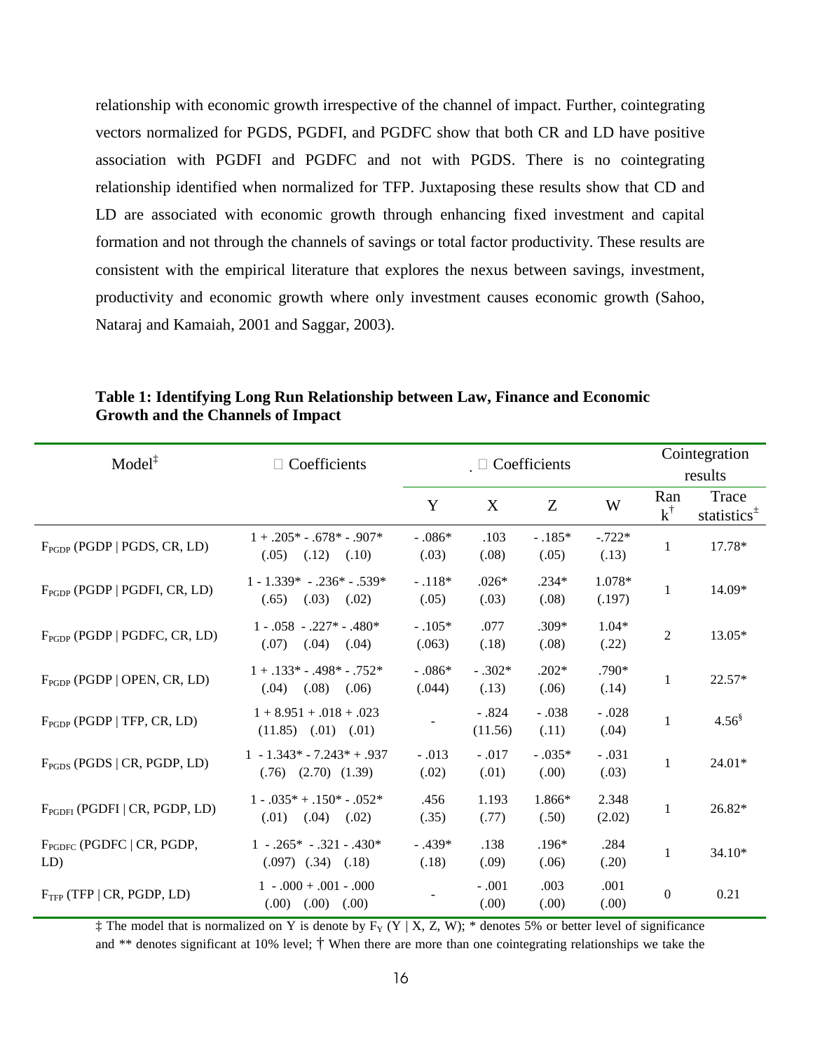relationship with economic growth irrespective of the channel of impact. Further, cointegrating vectors normalized for PGDS, PGDFI, and PGDFC show that both CR and LD have positive association with PGDFI and PGDFC and not with PGDS. There is no cointegrating relationship identified when normalized for TFP. Juxtaposing these results show that CD and LD are associated with economic growth through enhancing fixed investment and capital formation and not through the channels of savings or total factor productivity. These results are consistent with the empirical literature that explores the nexus between savings, investment, productivity and economic growth where only investment causes economic growth (Sahoo, Nataraj and Kamaiah, 2001 and Saggar, 2003).

**Table 1: Identifying Long Run Relationship between Law, Finance and Economic Growth and the Channels of Impact**

| Model‡ | □ Coefficients | □ Coefficients | | | | Cointegration results | |
|---|---|---|---|---|---|---|---|
| | | Y | X | Z | W | Rank† | Trace statistics± |
| $F_{PGDP}$ (PGDP \| PGDS, CR, LD) | 1 + .205* - .678* - .907* (.05) (.12) (.10) | - .086* (.03) | .103 (.08) | - .185* (.05) | -.722* (.13) | 1 | 17.78* |
| $F_{PGDP}$ (PGDP \| PGDFI, CR, LD) | 1 - 1.339* - .236* - .539* (.65) (.03) (.02) | - .118* (.05) | .026* (.03) | .234* (.08) | 1.078* (.197) | 1 | 14.09* |
| $F_{PGDP}$ (PGDP \| PGDFC, CR, LD) | 1 - .058 - .227* - .480* (.07) (.04) (.04) | - .105* (.063) | .077 (.18) | .309* (.08) | 1.04* (.22) | 2 | 13.05* |
| $F_{PGDP}$ (PGDP \| OPEN, CR, LD) | 1 + .133* - .498* - .752* (.04) (.08) (.06) | - .086* (.044) | - .302* (.13) | .202* (.06) | .790* (.14) | 1 | 22.57* |
| $F_{PGDP}$ (PGDP \| TFP, CR, LD) | 1 + 8.951 + .018 + .023 (11.85) (.01) (.01) | - | - .824 (11.56) | - .038 (.11) | - .028 (.04) | 1 | 4.56§ |
| $F_{PGDS}$ (PGDS \| CR, PGDP, LD) | 1 - 1.343* - 7.243* + .937 (.76) (2.70) (1.39) | - .013 (.02) | - .017 (.01) | - .035* (.00) | - .031 (.03) | 1 | 24.01* |
| $F_{PGDFI}$ (PGDFI \| CR, PGDP, LD) | 1 - .035* + .150* - .052* (.01) (.04) (.02) | .456 (.35) | 1.193 (.77) | 1.866* (.50) | 2.348 (2.02) | 1 | 26.82* |
| $F_{PGDFC}$ (PGDFC \| CR, PGDP, LD) | 1 - .265* - .321 - .430* (.097) (.34) (.18) | - .439* (.18) | .138 (.09) | .196* (.06) | .284 (.20) | 1 | 34.10* |
| $F_{TFP}$ (TFP \| CR, PGDP, LD) | 1 - .000 + .001 - .000 (.00) (.00) (.00) | - | - .001 (.00) | .003 (.00) | .001 (.00) | 0 | 0.21 |

‡ The model that is normalized on Y is denote by $F_Y$ (Y | X, Z, W); * denotes 5% or better level of significance and ** denotes significant at 10% level; † When there are more than one cointegrating relationships we take the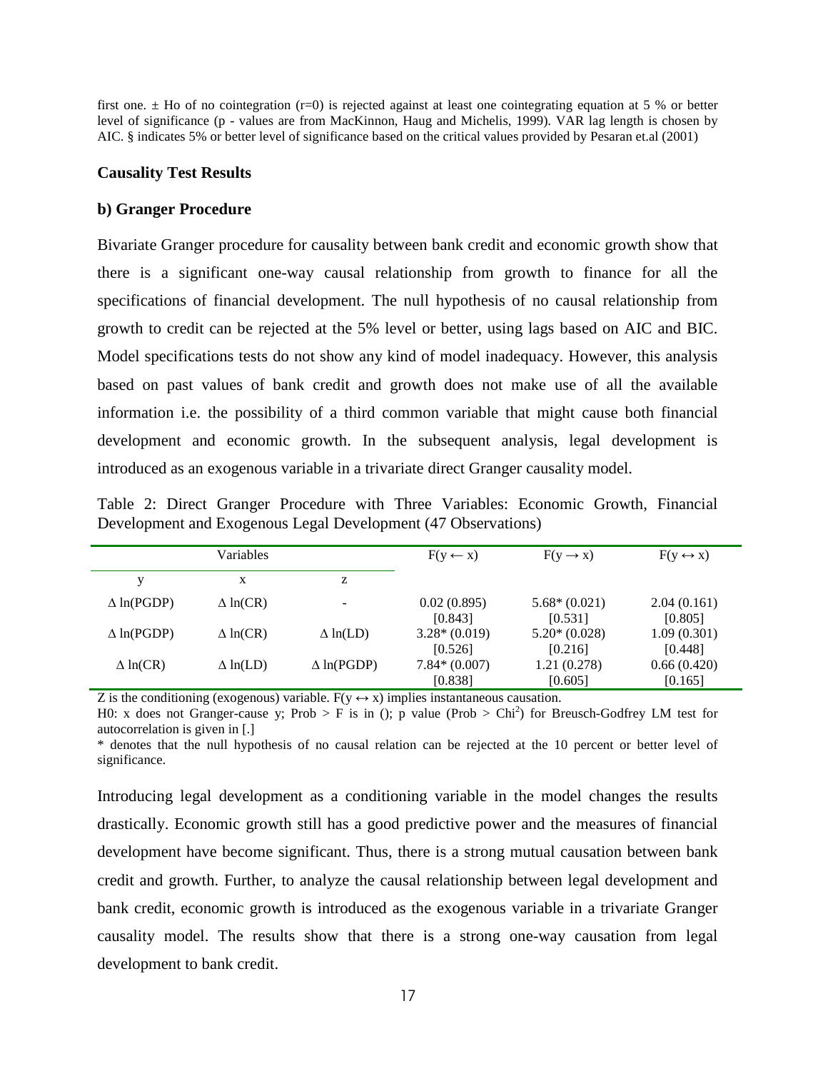first one. ± Ho of no cointegration (r=0) is rejected against at least one cointegrating equation at 5 % or better level of significance (p - values are from MacKinnon, Haug and Michelis, 1999). VAR lag length is chosen by AIC. § indicates 5% or better level of significance based on the critical values provided by Pesaran et.al (2001)

**Causality Test Results**

**b) Granger Procedure**

Bivariate Granger procedure for causality between bank credit and economic growth show that there is a significant one-way causal relationship from growth to finance for all the specifications of financial development. The null hypothesis of no causal relationship from growth to credit can be rejected at the 5% level or better, using lags based on AIC and BIC. Model specifications tests do not show any kind of model inadequacy. However, this analysis based on past values of bank credit and growth does not make use of all the available information i.e. the possibility of a third common variable that might cause both financial development and economic growth. In the subsequent analysis, legal development is introduced as an exogenous variable in a trivariate direct Granger causality model.

Table 2: Direct Granger Procedure with Three Variables: Economic Growth, Financial Development and Exogenous Legal Development (47 Observations)

| Variables | | | $F(y \leftarrow x)$ | $F(y \rightarrow x)$ | $F(y \leftrightarrow x)$ |
|---|---|---|---|---|---|
| y | x | z | | | |
| $\Delta$ ln(PGDP) | $\Delta$ ln(CR) | - | 0.02 (0.895) [0.843] | 5.68* (0.021) [0.531] | 2.04 (0.161) [0.805] |
| $\Delta$ ln(PGDP) | $\Delta$ ln(CR) | $\Delta$ ln(LD) | 3.28* (0.019) [0.526] | 5.20* (0.028) [0.216] | 1.09 (0.301) [0.448] |
| $\Delta$ ln(CR) | $\Delta$ ln(LD) | $\Delta$ ln(PGDP) | 7.84* (0.007) [0.838] | 1.21 (0.278) [0.605] | 0.66 (0.420) [0.165] |

Z is the conditioning (exogenous) variable. $F(y \leftrightarrow x)$ implies instantaneous causation.
H0: x does not Granger-cause y; Prob > F is in (); p value (Prob > $Chi^2$) for Breusch-Godfrey LM test for autocorrelation is given in [.]
* denotes that the null hypothesis of no causal relation can be rejected at the 10 percent or better level of significance.

Introducing legal development as a conditioning variable in the model changes the results drastically. Economic growth still has a good predictive power and the measures of financial development have become significant. Thus, there is a strong mutual causation between bank credit and growth. Further, to analyze the causal relationship between legal development and bank credit, economic growth is introduced as the exogenous variable in a trivariate Granger causality model. The results show that there is a strong one-way causation from legal development to bank credit.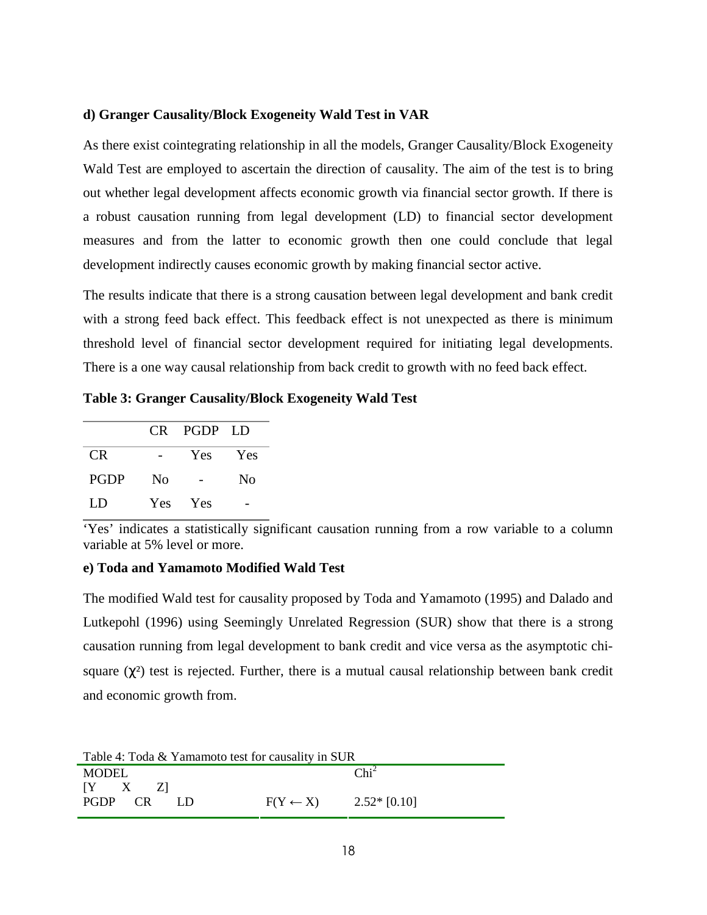**d) Granger Causality/Block Exogeneity Wald Test in VAR**

As there exist cointegrating relationship in all the models, Granger Causality/Block Exogeneity Wald Test are employed to ascertain the direction of causality. The aim of the test is to bring out whether legal development affects economic growth via financial sector growth. If there is a robust causation running from legal development (LD) to financial sector development measures and from the latter to economic growth then one could conclude that legal development indirectly causes economic growth by making financial sector active.

The results indicate that there is a strong causation between legal development and bank credit with a strong feed back effect. This feedback effect is not unexpected as there is minimum threshold level of financial sector development required for initiating legal developments. There is a one way causal relationship from back credit to growth with no feed back effect.

**Table 3: Granger Causality/Block Exogeneity Wald Test**

| | CR | PGDP | LD |
|---|---|---|---|
| CR | - | Yes | Yes |
| PGDP | No | - | No |
| LD | Yes | Yes | - |

'Yes' indicates a statistically significant causation running from a row variable to a column variable at 5% level or more.

**e) Toda and Yamamoto Modified Wald Test**

The modified Wald test for causality proposed by Toda and Yamamoto (1995) and Dalado and Lutkepohl (1996) using Seemingly Unrelated Regression (SUR) show that there is a strong causation running from legal development to bank credit and vice versa as the asymptotic chi-square ($\chi^2$) test is rejected. Further, there is a mutual causal relationship between bank credit and economic growth from.

Table 4: Toda & Yamamoto test for causality in SUR

| MODEL [Y X Z] | | $Chi^2$ |
|---|---|---|
| PGDP CR LD | $F(Y \leftarrow X)$ | 2.52* [0.10] |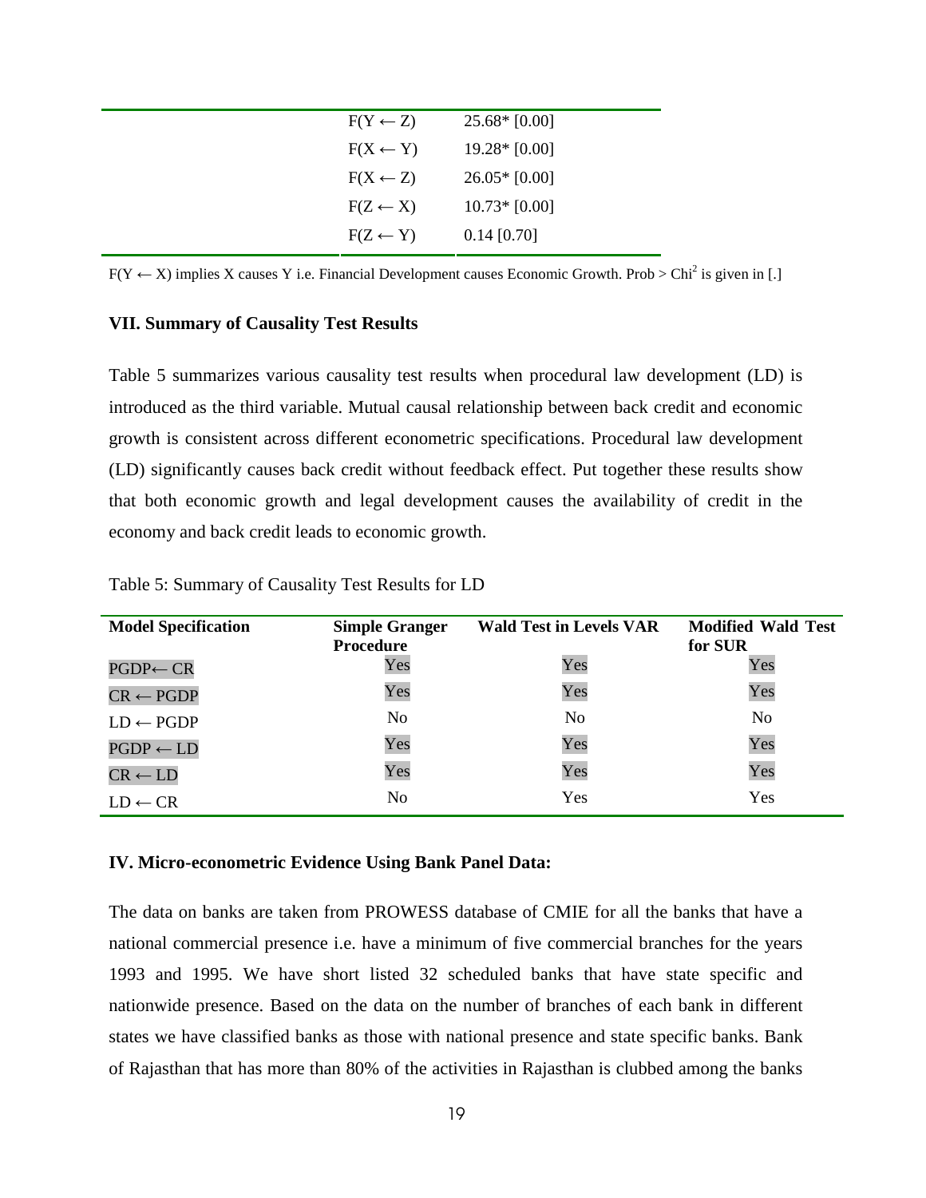| | | |
|---|---|---|
| | $F(Y \leftarrow Z)$ | 25.68* [0.00] |
| | $F(X \leftarrow Y)$ | 19.28* [0.00] |
| | $F(X \leftarrow Z)$ | 26.05* [0.00] |
| | $F(Z \leftarrow X)$ | 10.73* [0.00] |
| | $F(Z \leftarrow Y)$ | 0.14 [0.70] |

$F(Y \leftarrow X)$ implies X causes Y i.e. Financial Development causes Economic Growth. Prob > $Chi^2$ is given in [.]

### VII. Summary of Causality Test Results

Table 5 summarizes various causality test results when procedural law development (LD) is introduced as the third variable. Mutual causal relationship between back credit and economic growth is consistent across different econometric specifications. Procedural law development (LD) significantly causes back credit without feedback effect. Put together these results show that both economic growth and legal development causes the availability of credit in the economy and back credit leads to economic growth.

Table 5: Summary of Causality Test Results for LD

| Model Specification | Simple Granger Procedure | Wald Test in Levels VAR | Modified Wald Test for SUR |
|---|---|---|---|
| PGDP← CR | Yes | Yes | Yes |
| CR ← PGDP | Yes | Yes | Yes |
| LD ← PGDP | No | No | No |
| PGDP ← LD | Yes | Yes | Yes |
| CR ← LD | Yes | Yes | Yes |
| LD ← CR | No | Yes | Yes |

### IV. Micro-econometric Evidence Using Bank Panel Data:

The data on banks are taken from PROWESS database of CMIE for all the banks that have a national commercial presence i.e. have a minimum of five commercial branches for the years 1993 and 1995. We have short listed 32 scheduled banks that have state specific and nationwide presence. Based on the data on the number of branches of each bank in different states we have classified banks as those with national presence and state specific banks. Bank of Rajasthan that has more than 80% of the activities in Rajasthan is clubbed among the banks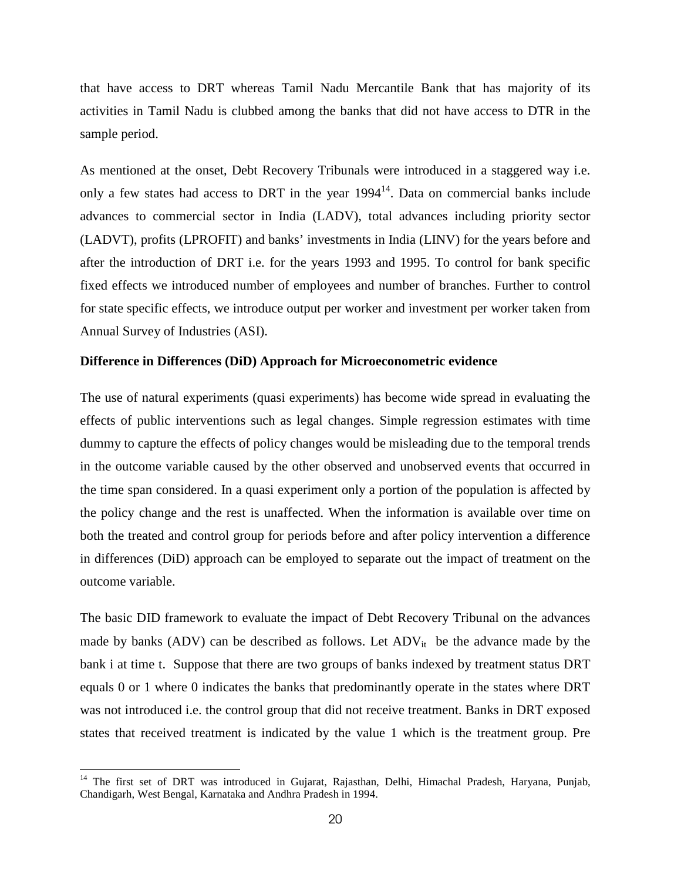that have access to DRT whereas Tamil Nadu Mercantile Bank that has majority of its activities in Tamil Nadu is clubbed among the banks that did not have access to DTR in the sample period.

As mentioned at the onset, Debt Recovery Tribunals were introduced in a staggered way i.e. only a few states had access to DRT in the year 1994[14]. Data on commercial banks include advances to commercial sector in India (LADV), total advances including priority sector (LADVT), profits (LPROFIT) and banks' investments in India (LINV) for the years before and after the introduction of DRT i.e. for the years 1993 and 1995. To control for bank specific fixed effects we introduced number of employees and number of branches. Further to control for state specific effects, we introduce output per worker and investment per worker taken from Annual Survey of Industries (ASI).

**Difference in Differences (DiD) Approach for Microeconometric evidence**

The use of natural experiments (quasi experiments) has become wide spread in evaluating the effects of public interventions such as legal changes. Simple regression estimates with time dummy to capture the effects of policy changes would be misleading due to the temporal trends in the outcome variable caused by the other observed and unobserved events that occurred in the time span considered. In a quasi experiment only a portion of the population is affected by the policy change and the rest is unaffected. When the information is available over time on both the treated and control group for periods before and after policy intervention a difference in differences (DiD) approach can be employed to separate out the impact of treatment on the outcome variable.

The basic DID framework to evaluate the impact of Debt Recovery Tribunal on the advances made by banks (ADV) can be described as follows. Let $ADV_{it}$ be the advance made by the bank i at time t. Suppose that there are two groups of banks indexed by treatment status DRT equals 0 or 1 where 0 indicates the banks that predominantly operate in the states where DRT was not introduced i.e. the control group that did not receive treatment. Banks in DRT exposed states that received treatment is indicated by the value 1 which is the treatment group. Pre

[14] The first set of DRT was introduced in Gujarat, Rajasthan, Delhi, Himachal Pradesh, Haryana, Punjab, Chandigarh, West Bengal, Karnataka and Andhra Pradesh in 1994.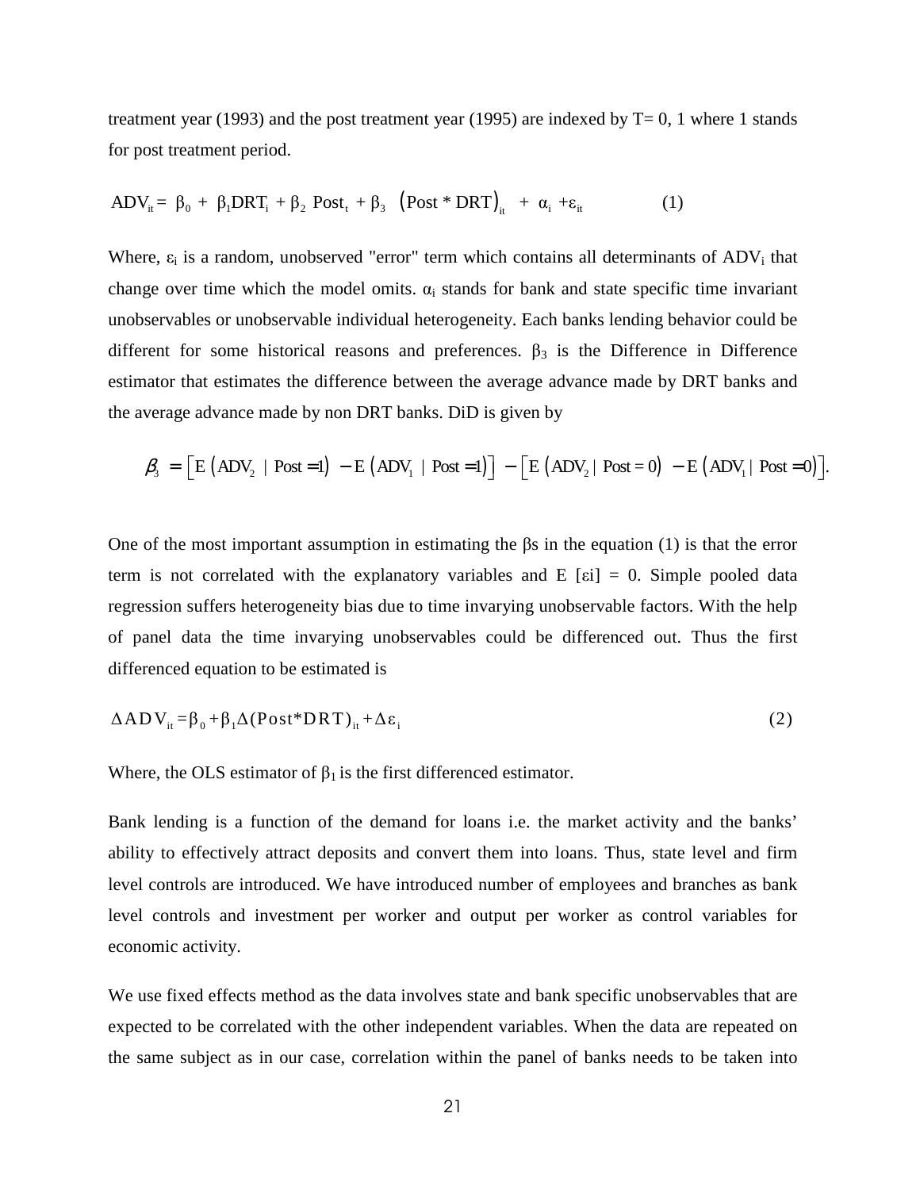treatment year (1993) and the post treatment year (1995) are indexed by T= 0, 1 where 1 stands for post treatment period.

$$\text{ADV}_{it} = \beta_0 + \beta_1 \text{DRT}_i + \beta_2 \text{ Post}_t + \beta_3 \left(\text{Post} * \text{DRT}\right)_{it} + \alpha_i + \varepsilon_{it} \qquad (1)$$

Where, $\varepsilon_i$ is a random, unobserved "error" term which contains all determinants of $\text{ADV}_i$ that change over time which the model omits. $\alpha_i$ stands for bank and state specific time invariant unobservables or unobservable individual heterogeneity. Each banks lending behavior could be different for some historical reasons and preferences. $\beta_3$ is the Difference in Difference estimator that estimates the difference between the average advance made by DRT banks and the average advance made by non DRT banks. DiD is given by

$$\beta_3 = \left[\text{E}\left(\text{ADV}_2 \mid \text{Post} = 1\right) - \text{E}\left(\text{ADV}_1 \mid \text{Post} = 1\right)\right] - \left[\text{E}\left(\text{ADV}_2 \mid \text{Post} = 0\right) - \text{E}\left(\text{ADV}_1 \mid \text{Post} = 0\right)\right].$$

One of the most important assumption in estimating the βs in the equation (1) is that the error term is not correlated with the explanatory variables and E [εi] = 0. Simple pooled data regression suffers heterogeneity bias due to time invarying unobservable factors. With the help of panel data the time invarying unobservables could be differenced out. Thus the first differenced equation to be estimated is

$$\Delta \text{ADV}_{it} = \beta_0 + \beta_1 \Delta(\text{Post*DRT})_{it} + \Delta\varepsilon_i \qquad (2)$$

Where, the OLS estimator of $\beta_1$ is the first differenced estimator.

Bank lending is a function of the demand for loans i.e. the market activity and the banks' ability to effectively attract deposits and convert them into loans. Thus, state level and firm level controls are introduced. We have introduced number of employees and branches as bank level controls and investment per worker and output per worker as control variables for economic activity.

We use fixed effects method as the data involves state and bank specific unobservables that are expected to be correlated with the other independent variables. When the data are repeated on the same subject as in our case, correlation within the panel of banks needs to be taken into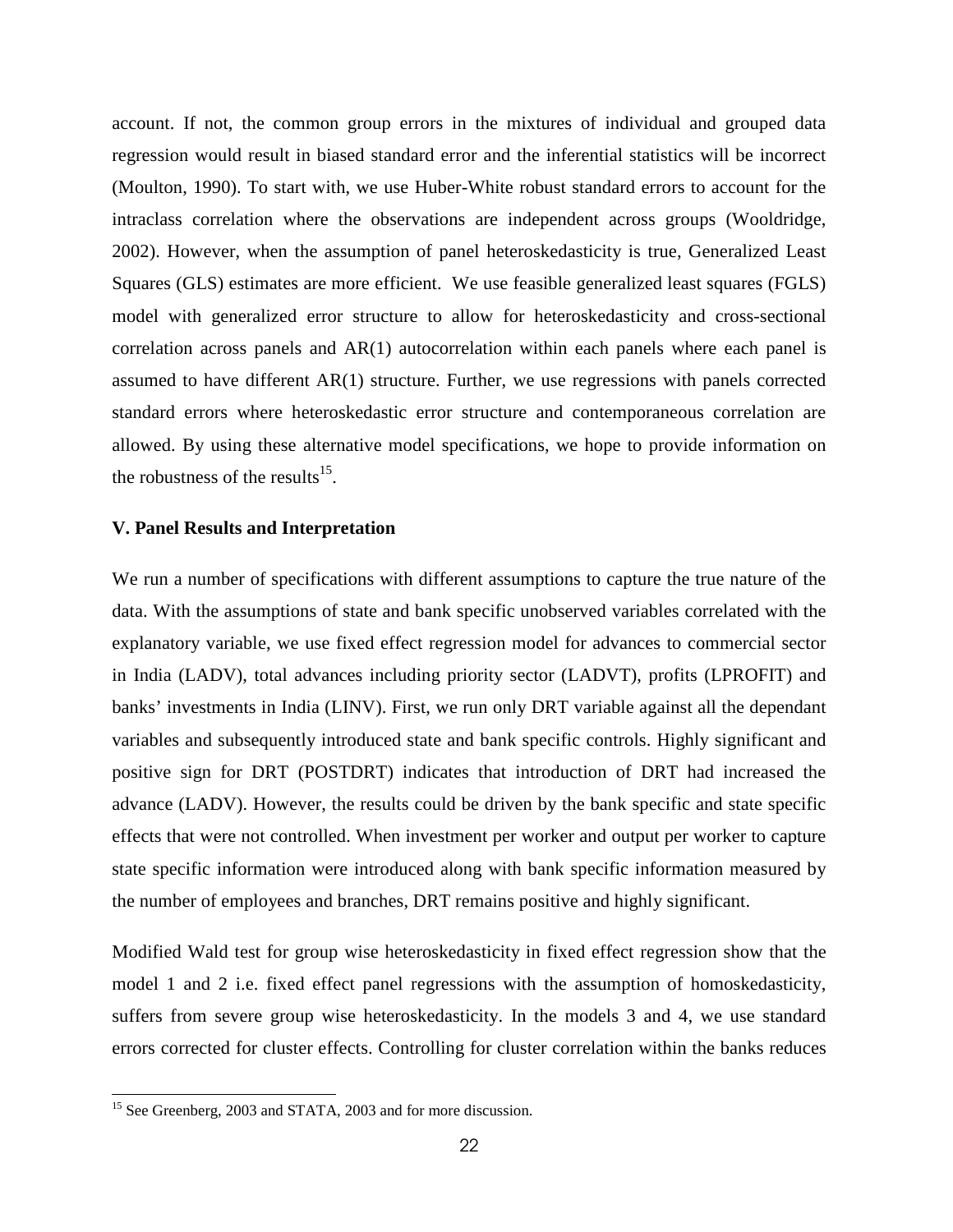account. If not, the common group errors in the mixtures of individual and grouped data regression would result in biased standard error and the inferential statistics will be incorrect (Moulton, 1990). To start with, we use Huber-White robust standard errors to account for the intraclass correlation where the observations are independent across groups (Wooldridge, 2002). However, when the assumption of panel heteroskedasticity is true, Generalized Least Squares (GLS) estimates are more efficient. We use feasible generalized least squares (FGLS) model with generalized error structure to allow for heteroskedasticity and cross-sectional correlation across panels and AR(1) autocorrelation within each panels where each panel is assumed to have different AR(1) structure. Further, we use regressions with panels corrected standard errors where heteroskedastic error structure and contemporaneous correlation are allowed. By using these alternative model specifications, we hope to provide information on the robustness of the results[15].

### V. Panel Results and Interpretation

We run a number of specifications with different assumptions to capture the true nature of the data. With the assumptions of state and bank specific unobserved variables correlated with the explanatory variable, we use fixed effect regression model for advances to commercial sector in India (LADV), total advances including priority sector (LADVT), profits (LPROFIT) and banks' investments in India (LINV). First, we run only DRT variable against all the dependant variables and subsequently introduced state and bank specific controls. Highly significant and positive sign for DRT (POSTDRT) indicates that introduction of DRT had increased the advance (LADV). However, the results could be driven by the bank specific and state specific effects that were not controlled. When investment per worker and output per worker to capture state specific information were introduced along with bank specific information measured by the number of employees and branches, DRT remains positive and highly significant.

Modified Wald test for group wise heteroskedasticity in fixed effect regression show that the model 1 and 2 i.e. fixed effect panel regressions with the assumption of homoskedasticity, suffers from severe group wise heteroskedasticity. In the models 3 and 4, we use standard errors corrected for cluster effects. Controlling for cluster correlation within the banks reduces

[15] See Greenberg, 2003 and STATA, 2003 and for more discussion.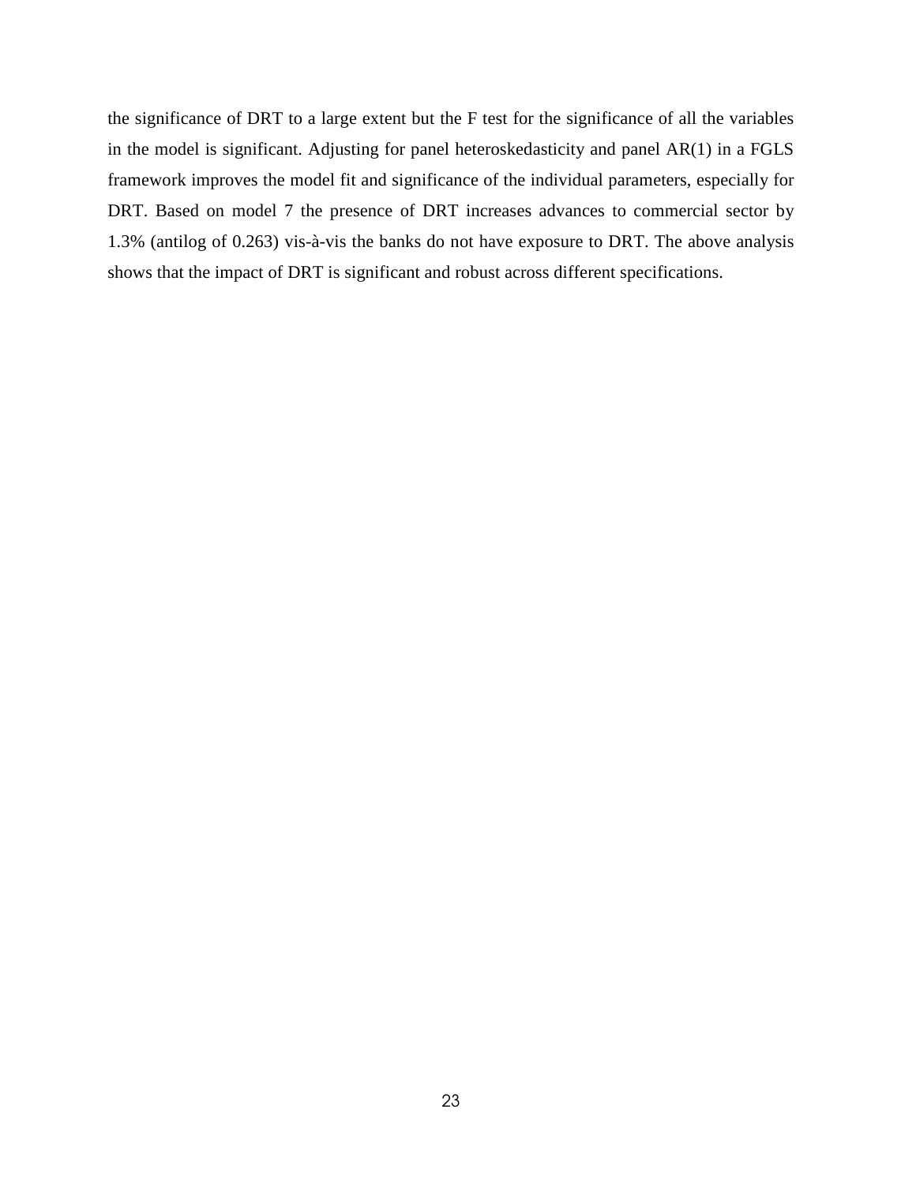the significance of DRT to a large extent but the F test for the significance of all the variables in the model is significant. Adjusting for panel heteroskedasticity and panel AR(1) in a FGLS framework improves the model fit and significance of the individual parameters, especially for DRT. Based on model 7 the presence of DRT increases advances to commercial sector by 1.3% (antilog of 0.263) vis-à-vis the banks do not have exposure to DRT. The above analysis shows that the impact of DRT is significant and robust across different specifications.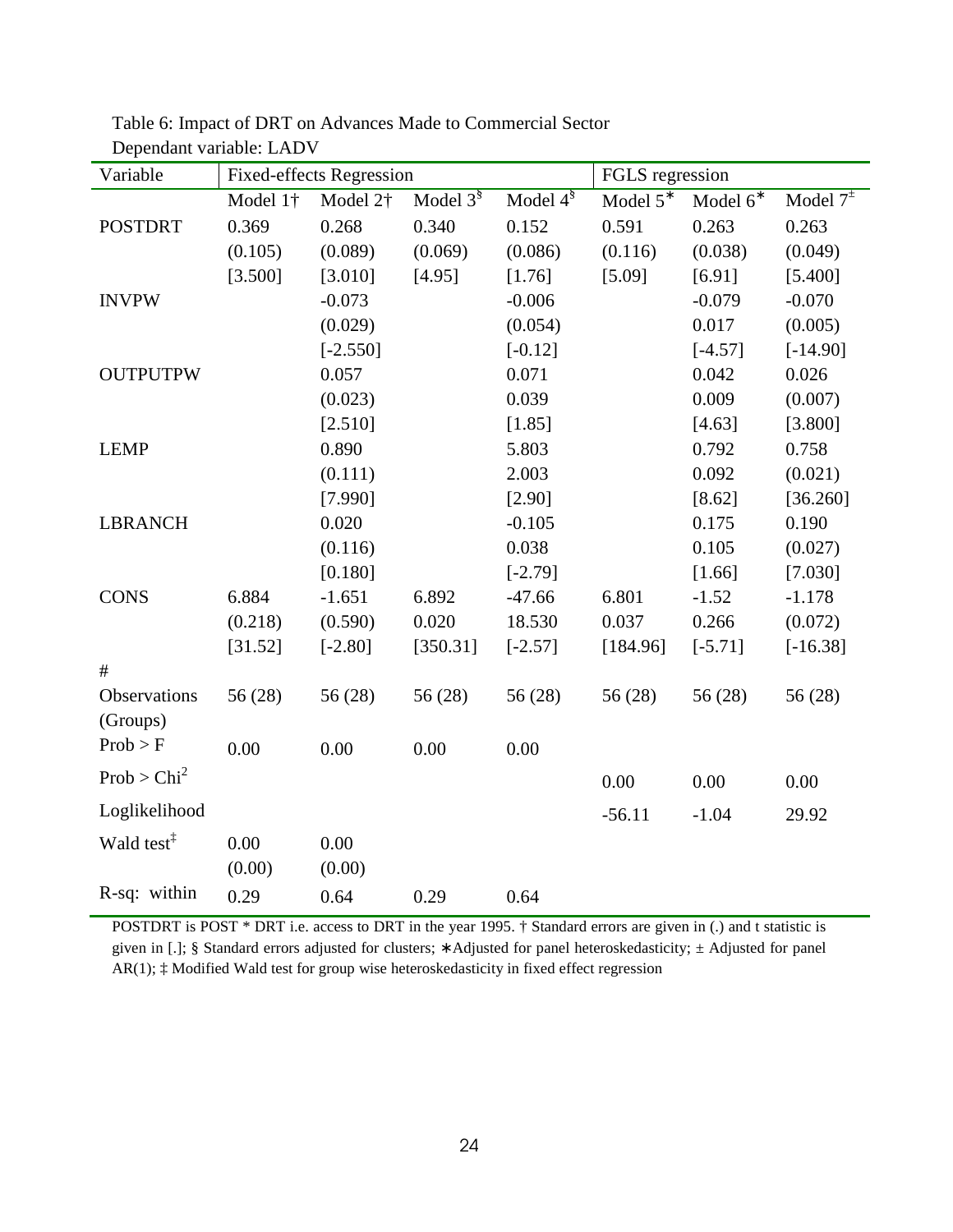Table 6: Impact of DRT on Advances Made to Commercial Sector

Dependant variable: LADV

| Variable | Fixed-effects Regression | | | | FGLS regression | | |
|---|---|---|---|---|---|---|---|
| | Model 1† | Model 2† | Model 3§ | Model 4§ | Model 5* | Model 6* | Model 7± |
| POSTDRT | 0.369 | 0.268 | 0.340 | 0.152 | 0.591 | 0.263 | 0.263 |
| | (0.105) | (0.089) | (0.069) | (0.086) | (0.116) | (0.038) | (0.049) |
| | [3.500] | [3.010] | [4.95] | [1.76] | [5.09] | [6.91] | [5.400] |
| INVPW | | -0.073 | | -0.006 | | -0.079 | -0.070 |
| | | (0.029) | | (0.054) | | 0.017 | (0.005) |
| | | [-2.550] | | [-0.12] | | [-4.57] | [-14.90] |
| OUTPUTPW | | 0.057 | | 0.071 | | 0.042 | 0.026 |
| | | (0.023) | | 0.039 | | 0.009 | (0.007) |
| | | [2.510] | | [1.85] | | [4.63] | [3.800] |
| LEMP | | 0.890 | | 5.803 | | 0.792 | 0.758 |
| | | (0.111) | | 2.003 | | 0.092 | (0.021) |
| | | [7.990] | | [2.90] | | [8.62] | [36.260] |
| LBRANCH | | 0.020 | | -0.105 | | 0.175 | 0.190 |
| | | (0.116) | | 0.038 | | 0.105 | (0.027) |
| | | [0.180] | | [-2.79] | | [1.66] | [7.030] |
| CONS | 6.884 | -1.651 | 6.892 | -47.66 | 6.801 | -1.52 | -1.178 |
| | (0.218) | (0.590) | 0.020 | 18.530 | 0.037 | 0.266 | (0.072) |
| | [31.52] | [-2.80] | [350.31] | [-2.57] | [184.96] | [-5.71] | [-16.38] |
| # | | | | | | | |
| Observations (Groups) | 56 (28) | 56 (28) | 56 (28) | 56 (28) | 56 (28) | 56 (28) | 56 (28) |
| Prob > F | 0.00 | 0.00 | 0.00 | 0.00 | | | |
| Prob > $Chi^2$ | | | | | 0.00 | 0.00 | 0.00 |
| Loglikelihood | | | | | -56.11 | -1.04 | 29.92 |
| Wald test‡ | 0.00 | 0.00 | | | | | |
| | (0.00) | (0.00) | | | | | |
| R-sq: within | 0.29 | 0.64 | 0.29 | 0.64 | | | |

POSTDRT is POST * DRT i.e. access to DRT in the year 1995. † Standard errors are given in (.) and t statistic is given in [.]; § Standard errors adjusted for clusters; ∗Adjusted for panel heteroskedasticity; ± Adjusted for panel AR(1); ‡ Modified Wald test for group wise heteroskedasticity in fixed effect regression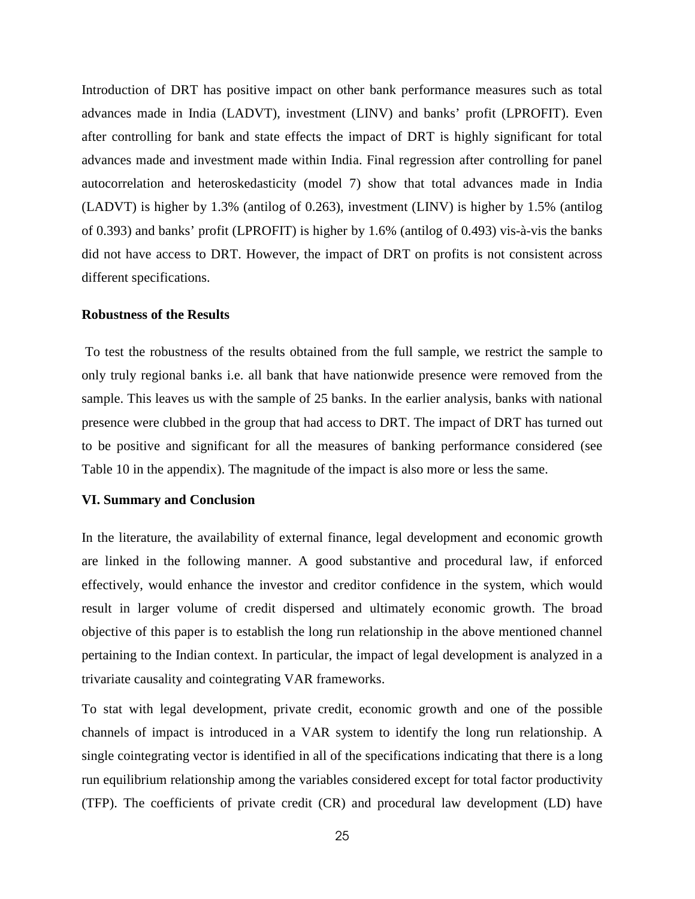Introduction of DRT has positive impact on other bank performance measures such as total advances made in India (LADVT), investment (LINV) and banks' profit (LPROFIT). Even after controlling for bank and state effects the impact of DRT is highly significant for total advances made and investment made within India. Final regression after controlling for panel autocorrelation and heteroskedasticity (model 7) show that total advances made in India (LADVT) is higher by 1.3% (antilog of 0.263), investment (LINV) is higher by 1.5% (antilog of 0.393) and banks' profit (LPROFIT) is higher by 1.6% (antilog of 0.493) vis-à-vis the banks did not have access to DRT. However, the impact of DRT on profits is not consistent across different specifications.

**Robustness of the Results**

To test the robustness of the results obtained from the full sample, we restrict the sample to only truly regional banks i.e. all bank that have nationwide presence were removed from the sample. This leaves us with the sample of 25 banks. In the earlier analysis, banks with national presence were clubbed in the group that had access to DRT. The impact of DRT has turned out to be positive and significant for all the measures of banking performance considered (see Table 10 in the appendix). The magnitude of the impact is also more or less the same.

## VI. Summary and Conclusion

In the literature, the availability of external finance, legal development and economic growth are linked in the following manner. A good substantive and procedural law, if enforced effectively, would enhance the investor and creditor confidence in the system, which would result in larger volume of credit dispersed and ultimately economic growth. The broad objective of this paper is to establish the long run relationship in the above mentioned channel pertaining to the Indian context. In particular, the impact of legal development is analyzed in a trivariate causality and cointegrating VAR frameworks.

To stat with legal development, private credit, economic growth and one of the possible channels of impact is introduced in a VAR system to identify the long run relationship. A single cointegrating vector is identified in all of the specifications indicating that there is a long run equilibrium relationship among the variables considered except for total factor productivity (TFP). The coefficients of private credit (CR) and procedural law development (LD) have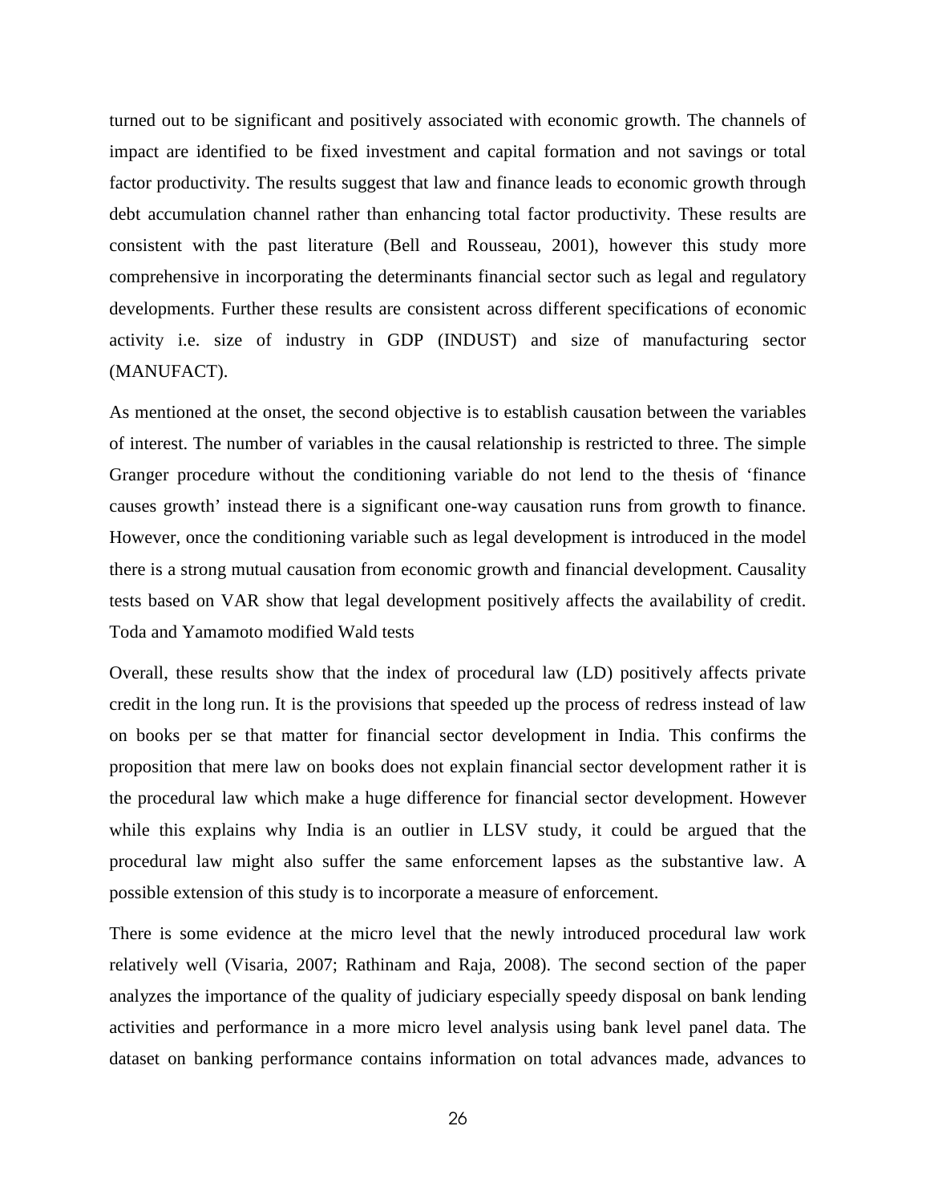turned out to be significant and positively associated with economic growth. The channels of impact are identified to be fixed investment and capital formation and not savings or total factor productivity. The results suggest that law and finance leads to economic growth through debt accumulation channel rather than enhancing total factor productivity. These results are consistent with the past literature (Bell and Rousseau, 2001), however this study more comprehensive in incorporating the determinants financial sector such as legal and regulatory developments. Further these results are consistent across different specifications of economic activity i.e. size of industry in GDP (INDUST) and size of manufacturing sector (MANUFACT).

As mentioned at the onset, the second objective is to establish causation between the variables of interest. The number of variables in the causal relationship is restricted to three. The simple Granger procedure without the conditioning variable do not lend to the thesis of 'finance causes growth' instead there is a significant one-way causation runs from growth to finance. However, once the conditioning variable such as legal development is introduced in the model there is a strong mutual causation from economic growth and financial development. Causality tests based on VAR show that legal development positively affects the availability of credit. Toda and Yamamoto modified Wald tests

Overall, these results show that the index of procedural law (LD) positively affects private credit in the long run. It is the provisions that speeded up the process of redress instead of law on books per se that matter for financial sector development in India. This confirms the proposition that mere law on books does not explain financial sector development rather it is the procedural law which make a huge difference for financial sector development. However while this explains why India is an outlier in LLSV study, it could be argued that the procedural law might also suffer the same enforcement lapses as the substantive law. A possible extension of this study is to incorporate a measure of enforcement.

There is some evidence at the micro level that the newly introduced procedural law work relatively well (Visaria, 2007; Rathinam and Raja, 2008). The second section of the paper analyzes the importance of the quality of judiciary especially speedy disposal on bank lending activities and performance in a more micro level analysis using bank level panel data. The dataset on banking performance contains information on total advances made, advances to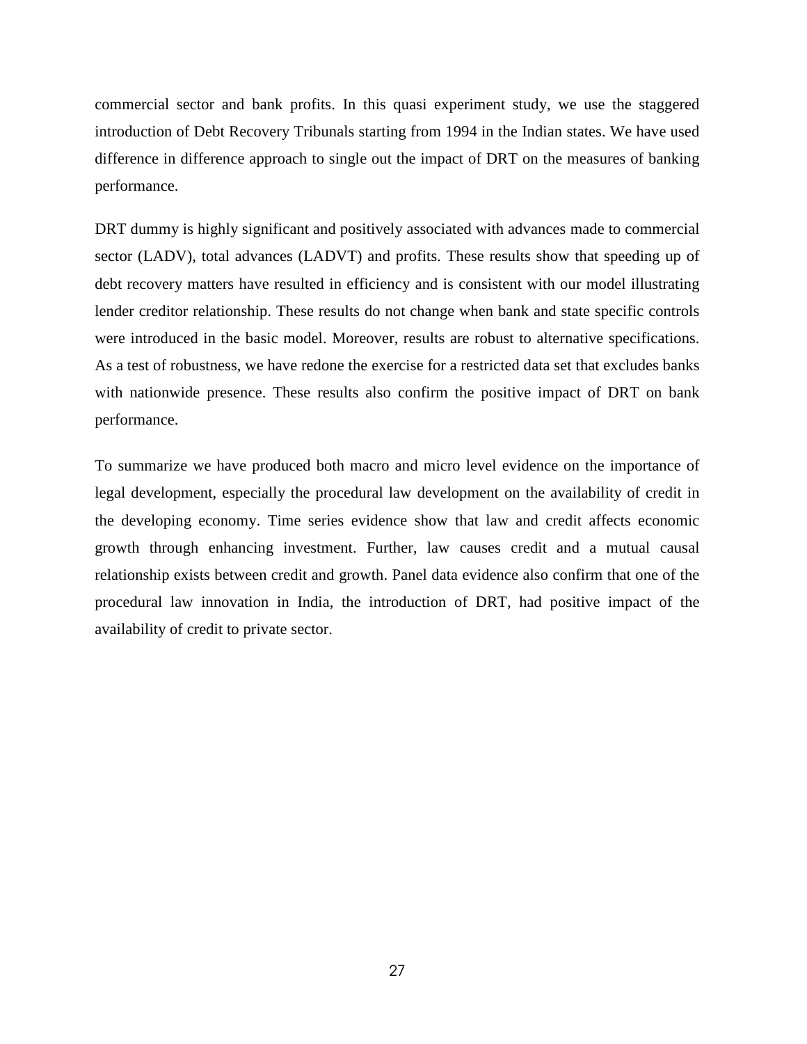commercial sector and bank profits. In this quasi experiment study, we use the staggered introduction of Debt Recovery Tribunals starting from 1994 in the Indian states. We have used difference in difference approach to single out the impact of DRT on the measures of banking performance.

DRT dummy is highly significant and positively associated with advances made to commercial sector (LADV), total advances (LADVT) and profits. These results show that speeding up of debt recovery matters have resulted in efficiency and is consistent with our model illustrating lender creditor relationship. These results do not change when bank and state specific controls were introduced in the basic model. Moreover, results are robust to alternative specifications. As a test of robustness, we have redone the exercise for a restricted data set that excludes banks with nationwide presence. These results also confirm the positive impact of DRT on bank performance.

To summarize we have produced both macro and micro level evidence on the importance of legal development, especially the procedural law development on the availability of credit in the developing economy. Time series evidence show that law and credit affects economic growth through enhancing investment. Further, law causes credit and a mutual causal relationship exists between credit and growth. Panel data evidence also confirm that one of the procedural law innovation in India, the introduction of DRT, had positive impact of the availability of credit to private sector.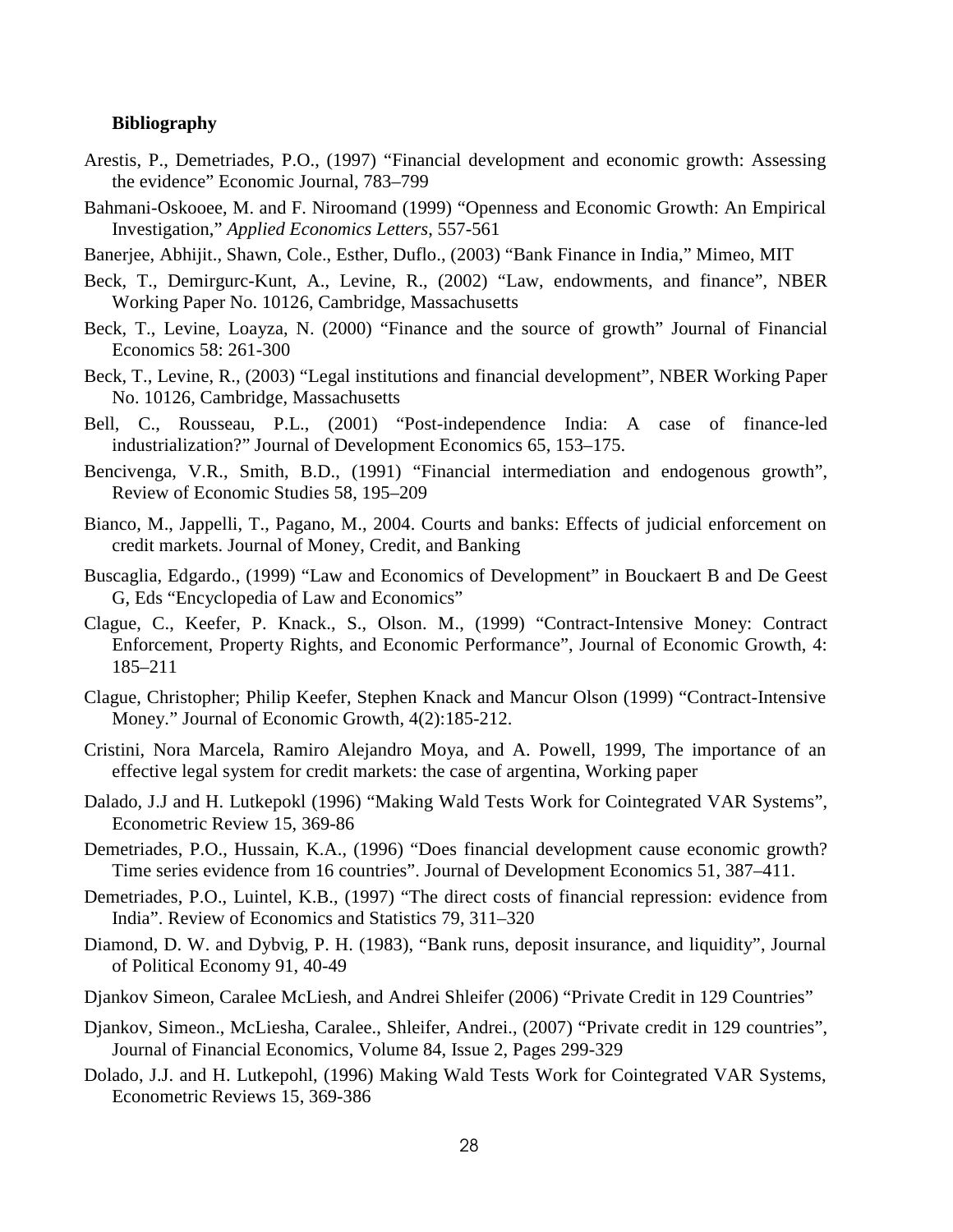**Bibliography**

Arestis, P., Demetriades, P.O., (1997) "Financial development and economic growth: Assessing the evidence" Economic Journal, 783–799

Bahmani-Oskooee, M. and F. Niroomand (1999) "Openness and Economic Growth: An Empirical Investigation," *Applied Economics Letters*, 557-561

Banerjee, Abhijit., Shawn, Cole., Esther, Duflo., (2003) "Bank Finance in India," Mimeo, MIT

Beck, T., Demirgurc-Kunt, A., Levine, R., (2002) "Law, endowments, and finance", NBER Working Paper No. 10126, Cambridge, Massachusetts

Beck, T., Levine, Loayza, N. (2000) "Finance and the source of growth" Journal of Financial Economics 58: 261-300

Beck, T., Levine, R., (2003) "Legal institutions and financial development", NBER Working Paper No. 10126, Cambridge, Massachusetts

Bell, C., Rousseau, P.L., (2001) "Post-independence India: A case of finance-led industrialization?" Journal of Development Economics 65, 153–175.

Bencivenga, V.R., Smith, B.D., (1991) "Financial intermediation and endogenous growth", Review of Economic Studies 58, 195–209

Bianco, M., Jappelli, T., Pagano, M., 2004. Courts and banks: Effects of judicial enforcement on credit markets. Journal of Money, Credit, and Banking

Buscaglia, Edgardo., (1999) "Law and Economics of Development" in Bouckaert B and De Geest G, Eds "Encyclopedia of Law and Economics"

Clague, C., Keefer, P. Knack., S., Olson. M., (1999) "Contract-Intensive Money: Contract Enforcement, Property Rights, and Economic Performance", Journal of Economic Growth, 4: 185–211

Clague, Christopher; Philip Keefer, Stephen Knack and Mancur Olson (1999) "Contract-Intensive Money." Journal of Economic Growth, 4(2):185-212.

Cristini, Nora Marcela, Ramiro Alejandro Moya, and A. Powell, 1999, The importance of an effective legal system for credit markets: the case of argentina, Working paper

Dalado, J.J and H. Lutkepokl (1996) "Making Wald Tests Work for Cointegrated VAR Systems", Econometric Review 15, 369-86

Demetriades, P.O., Hussain, K.A., (1996) "Does financial development cause economic growth? Time series evidence from 16 countries". Journal of Development Economics 51, 387–411.

Demetriades, P.O., Luintel, K.B., (1997) "The direct costs of financial repression: evidence from India". Review of Economics and Statistics 79, 311–320

Diamond, D. W. and Dybvig, P. H. (1983), "Bank runs, deposit insurance, and liquidity", Journal of Political Economy 91, 40-49

Djankov Simeon, Caralee McLiesh, and Andrei Shleifer (2006) "Private Credit in 129 Countries"

Djankov, Simeon., McLiesha, Caralee., Shleifer, Andrei., (2007) "Private credit in 129 countries", Journal of Financial Economics, Volume 84, Issue 2, Pages 299-329

Dolado, J.J. and H. Lutkepohl, (1996) Making Wald Tests Work for Cointegrated VAR Systems, Econometric Reviews 15, 369-386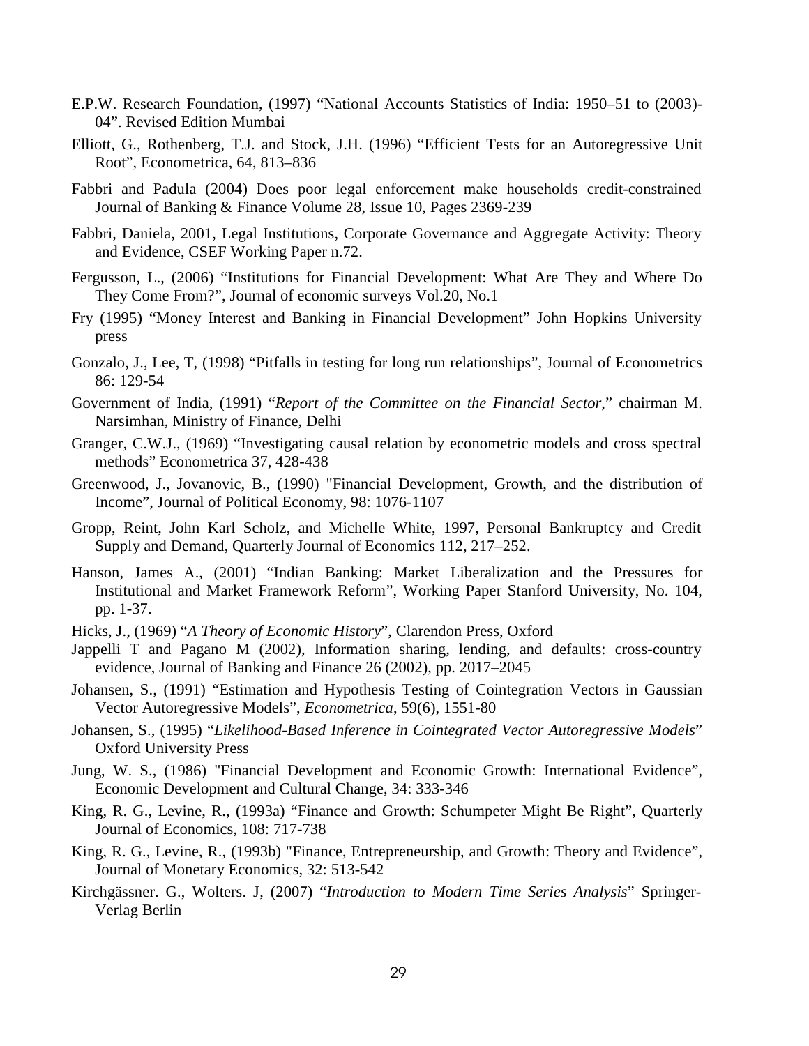E.P.W. Research Foundation, (1997) "National Accounts Statistics of India: 1950–51 to (2003)-04". Revised Edition Mumbai

Elliott, G., Rothenberg, T.J. and Stock, J.H. (1996) "Efficient Tests for an Autoregressive Unit Root", Econometrica, 64, 813–836

Fabbri and Padula (2004) Does poor legal enforcement make households credit-constrained Journal of Banking & Finance Volume 28, Issue 10, Pages 2369-239

Fabbri, Daniela, 2001, Legal Institutions, Corporate Governance and Aggregate Activity: Theory and Evidence, CSEF Working Paper n.72.

Fergusson, L., (2006) "Institutions for Financial Development: What Are They and Where Do They Come From?", Journal of economic surveys Vol.20, No.1

Fry (1995) "Money Interest and Banking in Financial Development" John Hopkins University press

Gonzalo, J., Lee, T, (1998) "Pitfalls in testing for long run relationships", Journal of Econometrics 86: 129-54

Government of India, (1991) "*Report of the Committee on the Financial Sector*," chairman M. Narsimhan, Ministry of Finance, Delhi

Granger, C.W.J., (1969) "Investigating causal relation by econometric models and cross spectral methods" Econometrica 37, 428-438

Greenwood, J., Jovanovic, B., (1990) "Financial Development, Growth, and the distribution of Income", Journal of Political Economy, 98: 1076-1107

Gropp, Reint, John Karl Scholz, and Michelle White, 1997, Personal Bankruptcy and Credit Supply and Demand, Quarterly Journal of Economics 112, 217–252.

Hanson, James A., (2001) "Indian Banking: Market Liberalization and the Pressures for Institutional and Market Framework Reform", Working Paper Stanford University, No. 104, pp. 1-37.

Hicks, J., (1969) "*A Theory of Economic History*", Clarendon Press, Oxford

Jappelli T and Pagano M (2002), Information sharing, lending, and defaults: cross-country evidence, Journal of Banking and Finance 26 (2002), pp. 2017–2045

Johansen, S., (1991) "Estimation and Hypothesis Testing of Cointegration Vectors in Gaussian Vector Autoregressive Models", *Econometrica*, 59(6), 1551-80

Johansen, S., (1995) "*Likelihood-Based Inference in Cointegrated Vector Autoregressive Models*" Oxford University Press

Jung, W. S., (1986) "Financial Development and Economic Growth: International Evidence", Economic Development and Cultural Change, 34: 333-346

King, R. G., Levine, R., (1993a) "Finance and Growth: Schumpeter Might Be Right", Quarterly Journal of Economics, 108: 717-738

King, R. G., Levine, R., (1993b) "Finance, Entrepreneurship, and Growth: Theory and Evidence", Journal of Monetary Economics, 32: 513-542

Kirchgässner. G., Wolters. J, (2007) "*Introduction to Modern Time Series Analysis*" Springer-Verlag Berlin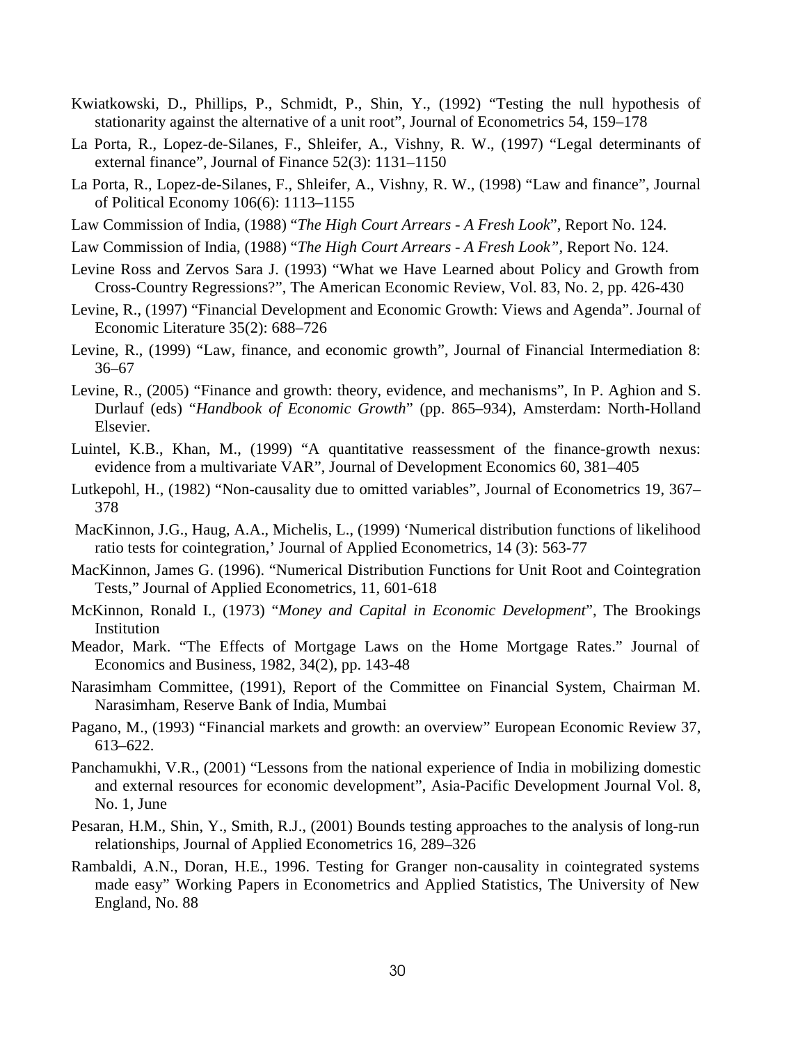Kwiatkowski, D., Phillips, P., Schmidt, P., Shin, Y., (1992) "Testing the null hypothesis of stationarity against the alternative of a unit root", Journal of Econometrics 54, 159–178

La Porta, R., Lopez-de-Silanes, F., Shleifer, A., Vishny, R. W., (1997) "Legal determinants of external finance", Journal of Finance 52(3): 1131–1150

La Porta, R., Lopez-de-Silanes, F., Shleifer, A., Vishny, R. W., (1998) "Law and finance", Journal of Political Economy 106(6): 1113–1155

Law Commission of India, (1988) "*The High Court Arrears - A Fresh Look*", Report No. 124.

Law Commission of India, (1988) "*The High Court Arrears - A Fresh Look"*, Report No. 124.

Levine Ross and Zervos Sara J. (1993) "What we Have Learned about Policy and Growth from Cross-Country Regressions?", The American Economic Review, Vol. 83, No. 2, pp. 426-430

Levine, R., (1997) "Financial Development and Economic Growth: Views and Agenda". Journal of Economic Literature 35(2): 688–726

Levine, R., (1999) "Law, finance, and economic growth", Journal of Financial Intermediation 8: 36–67

Levine, R., (2005) "Finance and growth: theory, evidence, and mechanisms", In P. Aghion and S. Durlauf (eds) "*Handbook of Economic Growth*" (pp. 865–934), Amsterdam: North-Holland Elsevier.

Luintel, K.B., Khan, M., (1999) "A quantitative reassessment of the finance-growth nexus: evidence from a multivariate VAR", Journal of Development Economics 60, 381–405

Lutkepohl, H., (1982) "Non-causality due to omitted variables", Journal of Econometrics 19, 367–378

MacKinnon, J.G., Haug, A.A., Michelis, L., (1999) 'Numerical distribution functions of likelihood ratio tests for cointegration,' Journal of Applied Econometrics, 14 (3): 563-77

MacKinnon, James G. (1996). "Numerical Distribution Functions for Unit Root and Cointegration Tests," Journal of Applied Econometrics, 11, 601-618

McKinnon, Ronald I., (1973) "*Money and Capital in Economic Development*", The Brookings Institution

Meador, Mark. "The Effects of Mortgage Laws on the Home Mortgage Rates." Journal of Economics and Business, 1982, 34(2), pp. 143-48

Narasimham Committee, (1991), Report of the Committee on Financial System, Chairman M. Narasimham, Reserve Bank of India, Mumbai

Pagano, M., (1993) "Financial markets and growth: an overview" European Economic Review 37, 613–622.

Panchamukhi, V.R., (2001) "Lessons from the national experience of India in mobilizing domestic and external resources for economic development", Asia-Pacific Development Journal Vol. 8, No. 1, June

Pesaran, H.M., Shin, Y., Smith, R.J., (2001) Bounds testing approaches to the analysis of long-run relationships, Journal of Applied Econometrics 16, 289–326

Rambaldi, A.N., Doran, H.E., 1996. Testing for Granger non-causality in cointegrated systems made easy" Working Papers in Econometrics and Applied Statistics, The University of New England, No. 88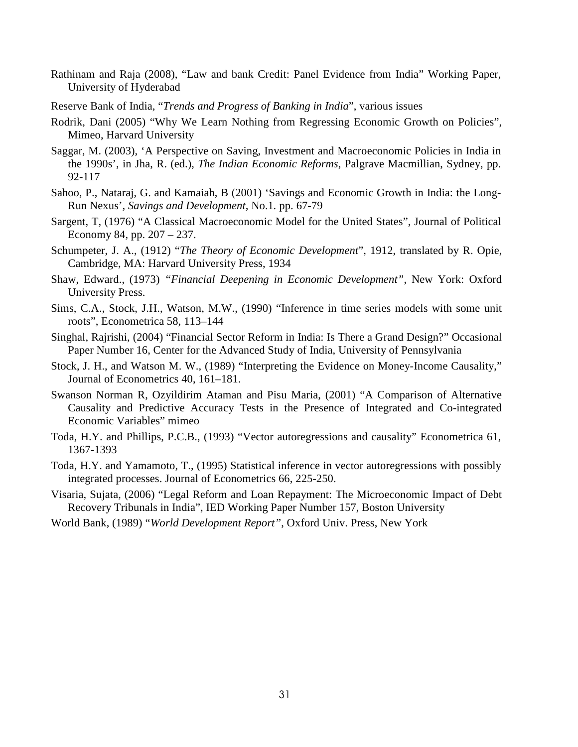Rathinam and Raja (2008), "Law and bank Credit: Panel Evidence from India" Working Paper, University of Hyderabad

Reserve Bank of India, "*Trends and Progress of Banking in India*", various issues

Rodrik, Dani (2005) "Why We Learn Nothing from Regressing Economic Growth on Policies", Mimeo, Harvard University

Saggar, M. (2003), 'A Perspective on Saving, Investment and Macroeconomic Policies in India in the 1990s', in Jha, R. (ed.), *The Indian Economic Reforms*, Palgrave Macmillian, Sydney, pp. 92-117

Sahoo, P., Nataraj, G. and Kamaiah, B (2001) 'Savings and Economic Growth in India: the Long-Run Nexus', *Savings and Development*, No.1. pp. 67-79

Sargent, T, (1976) "A Classical Macroeconomic Model for the United States", Journal of Political Economy 84, pp. 207 – 237.

Schumpeter, J. A., (1912) "*The Theory of Economic Development*", 1912, translated by R. Opie, Cambridge, MA: Harvard University Press, 1934

Shaw, Edward., (1973) *"Financial Deepening in Economic Development"*, New York: Oxford University Press.

Sims, C.A., Stock, J.H., Watson, M.W., (1990) "Inference in time series models with some unit roots", Econometrica 58, 113–144

Singhal, Rajrishi, (2004) "Financial Sector Reform in India: Is There a Grand Design?" Occasional Paper Number 16, Center for the Advanced Study of India, University of Pennsylvania

Stock, J. H., and Watson M. W., (1989) "Interpreting the Evidence on Money-Income Causality," Journal of Econometrics 40, 161–181.

Swanson Norman R, Ozyildirim Ataman and Pisu Maria, (2001) "A Comparison of Alternative Causality and Predictive Accuracy Tests in the Presence of Integrated and Co-integrated Economic Variables" mimeo

Toda, H.Y. and Phillips, P.C.B., (1993) "Vector autoregressions and causality" Econometrica 61, 1367-1393

Toda, H.Y. and Yamamoto, T., (1995) Statistical inference in vector autoregressions with possibly integrated processes. Journal of Econometrics 66, 225-250.

Visaria, Sujata, (2006) "Legal Reform and Loan Repayment: The Microeconomic Impact of Debt Recovery Tribunals in India", IED Working Paper Number 157, Boston University

World Bank, (1989) "*World Development Report"*, Oxford Univ. Press, New York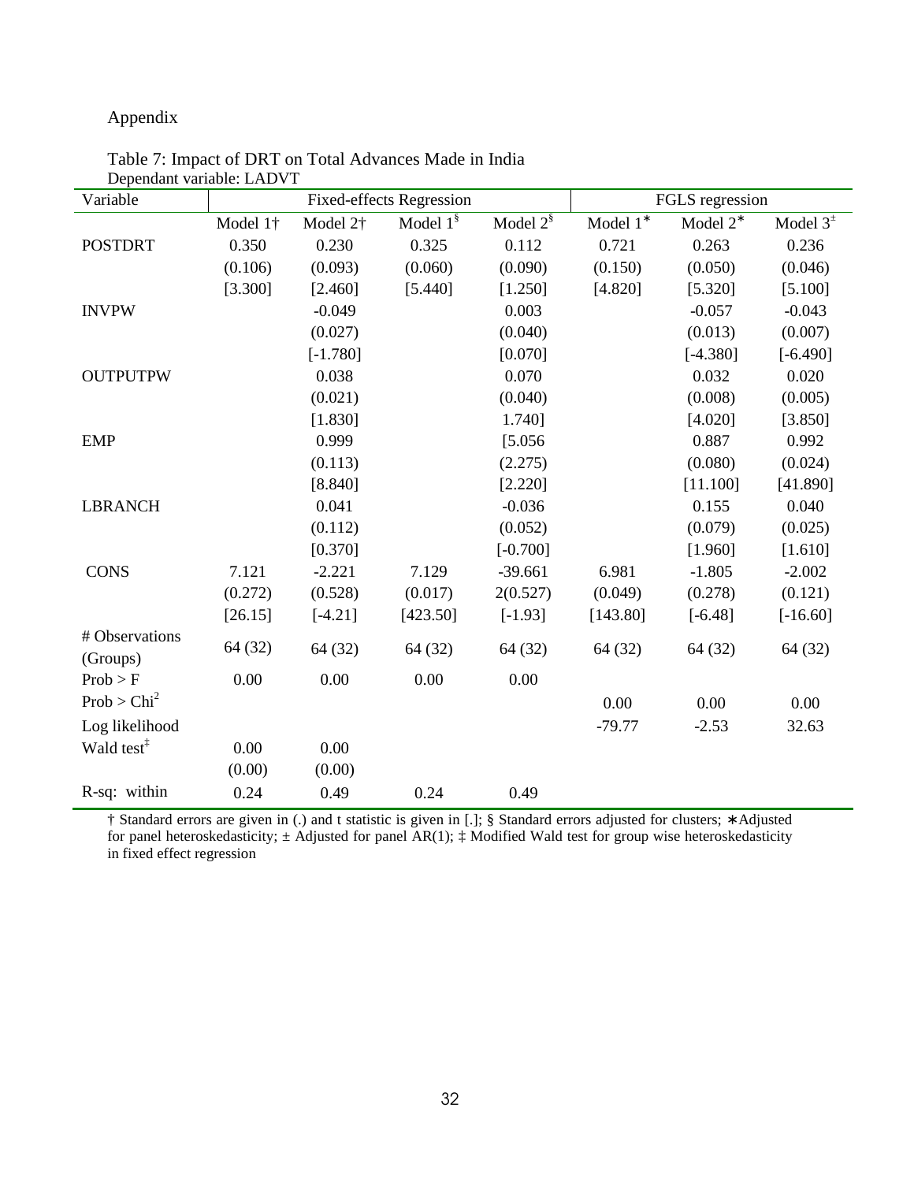Appendix

Table 7: Impact of DRT on Total Advances Made in India

Dependant variable: LADVT

| Variable | Fixed-effects Regression | | | | FGLS regression | | |
|---|---|---|---|---|---|---|---|
| | Model 1† | Model 2† | Model 1§ | Model 2§ | Model 1* | Model 2* | Model 3± |
| POSTDRT | 0.350 | 0.230 | 0.325 | 0.112 | 0.721 | 0.263 | 0.236 |
| | (0.106) | (0.093) | (0.060) | (0.090) | (0.150) | (0.050) | (0.046) |
| | [3.300] | [2.460] | [5.440] | [1.250] | [4.820] | [5.320] | [5.100] |
| INVPW | | -0.049 | | 0.003 | | -0.057 | -0.043 |
| | | (0.027) | | (0.040) | | (0.013) | (0.007) |
| | | [-1.780] | | [0.070] | | [-4.380] | [-6.490] |
| OUTPUTPW | | 0.038 | | 0.070 | | 0.032 | 0.020 |
| | | (0.021) | | (0.040) | | (0.008) | (0.005) |
| | | [1.830] | | 1.740] | | [4.020] | [3.850] |
| EMP | | 0.999 | | [5.056 | | 0.887 | 0.992 |
| | | (0.113) | | (2.275) | | (0.080) | (0.024) |
| | | [8.840] | | [2.220] | | [11.100] | [41.890] |
| LBRANCH | | 0.041 | | -0.036 | | 0.155 | 0.040 |
| | | (0.112) | | (0.052) | | (0.079) | (0.025) |
| | | [0.370] | | [-0.700] | | [1.960] | [1.610] |
| CONS | 7.121 | -2.221 | 7.129 | -39.661 | 6.981 | -1.805 | -2.002 |
| | (0.272) | (0.528) | (0.017) | 2(0.527) | (0.049) | (0.278) | (0.121) |
| | [26.15] | [-4.21] | [423.50] | [-1.93] | [143.80] | [-6.48] | [-16.60] |
| # Observations (Groups) | 64 (32) | 64 (32) | 64 (32) | 64 (32) | 64 (32) | 64 (32) | 64 (32) |
| Prob > F | 0.00 | 0.00 | 0.00 | 0.00 | | | |
| Prob > $Chi^2$ | | | | | 0.00 | 0.00 | 0.00 |
| Log likelihood | | | | | -79.77 | -2.53 | 32.63 |
| Wald test‡ | 0.00 | 0.00 | | | | | |
| | (0.00) | (0.00) | | | | | |
| R-sq: within | 0.24 | 0.49 | 0.24 | 0.49 | | | |

† Standard errors are given in (.) and t statistic is given in [.]; § Standard errors adjusted for clusters; ∗Adjusted for panel heteroskedasticity; ± Adjusted for panel AR(1); ‡ Modified Wald test for group wise heteroskedasticity in fixed effect regression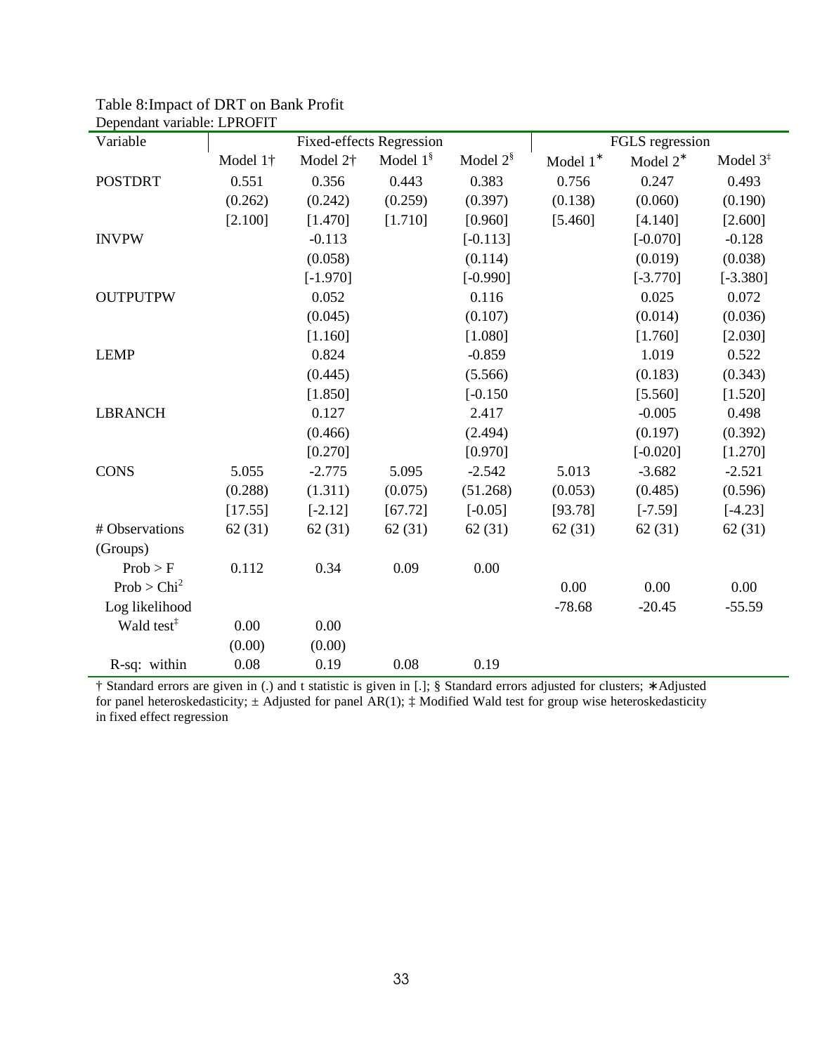Table 8:Impact of DRT on Bank Profit

Dependant variable: LPROFIT

| Variable | Fixed-effects Regression | | | | FGLS regression | | |
|---|---|---|---|---|---|---|---|
| | Model 1† | Model 2† | Model 1§ | Model 2§ | Model 1* | Model 2* | Model 3‡ |
| POSTDRT | 0.551 | 0.356 | 0.443 | 0.383 | 0.756 | 0.247 | 0.493 |
| | (0.262) | (0.242) | (0.259) | (0.397) | (0.138) | (0.060) | (0.190) |
| | [2.100] | [1.470] | [1.710] | [0.960] | [5.460] | [4.140] | [2.600] |
| INVPW | | -0.113 | | [-0.113] | | [-0.070] | -0.128 |
| | | (0.058) | | (0.114) | | (0.019) | (0.038) |
| | | [-1.970] | | [-0.990] | | [-3.770] | [-3.380] |
| OUTPUTPW | | 0.052 | | 0.116 | | 0.025 | 0.072 |
| | | (0.045) | | (0.107) | | (0.014) | (0.036) |
| | | [1.160] | | [1.080] | | [1.760] | [2.030] |
| LEMP | | 0.824 | | -0.859 | | 1.019 | 0.522 |
| | | (0.445) | | (5.566) | | (0.183) | (0.343) |
| | | [1.850] | | [-0.150 | | [5.560] | [1.520] |
| LBRANCH | | 0.127 | | 2.417 | | -0.005 | 0.498 |
| | | (0.466) | | (2.494) | | (0.197) | (0.392) |
| | | [0.270] | | [0.970] | | [-0.020] | [1.270] |
| CONS | 5.055 | -2.775 | 5.095 | -2.542 | 5.013 | -3.682 | -2.521 |
| | (0.288) | (1.311) | (0.075) | (51.268) | (0.053) | (0.485) | (0.596) |
| | [17.55] | [-2.12] | [67.72] | [-0.05] | [93.78] | [-7.59] | [-4.23] |
| # Observations (Groups) | 62 (31) | 62 (31) | 62 (31) | 62 (31) | 62 (31) | 62 (31) | 62 (31) |
| Prob > F | 0.112 | 0.34 | 0.09 | 0.00 | | | |
| Prob > $Chi^2$ | | | | | 0.00 | 0.00 | 0.00 |
| Log likelihood | | | | | -78.68 | -20.45 | -55.59 |
| Wald test‡ | 0.00 | 0.00 | | | | | |
| | (0.00) | (0.00) | | | | | |
| R-sq: within | 0.08 | 0.19 | 0.08 | 0.19 | | | |

† Standard errors are given in (.) and t statistic is given in [.]; § Standard errors adjusted for clusters; ∗Adjusted for panel heteroskedasticity; ± Adjusted for panel AR(1); ‡ Modified Wald test for group wise heteroskedasticity in fixed effect regression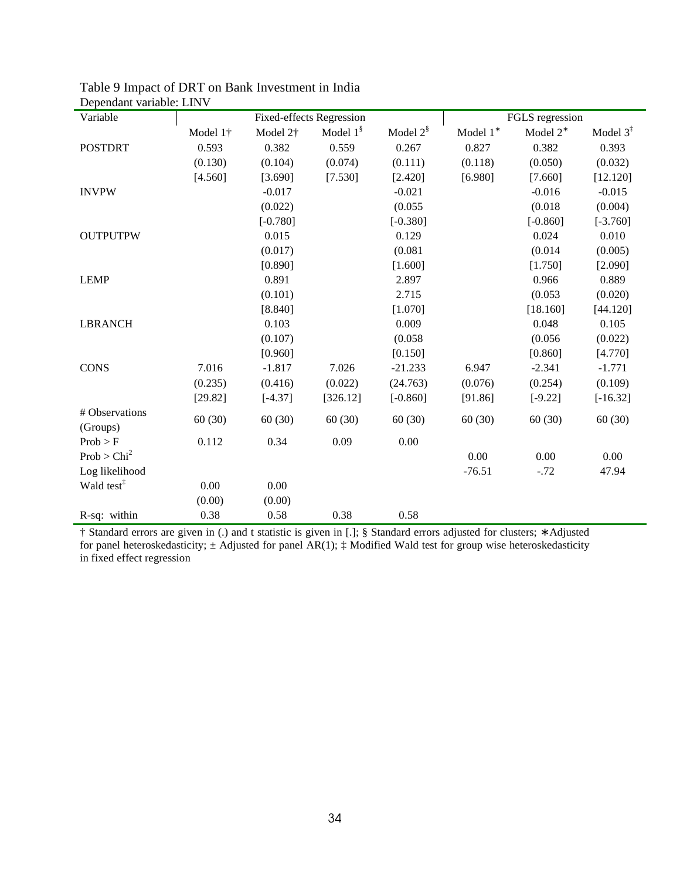Table 9 Impact of DRT on Bank Investment in India

Dependant variable: LINV

| Variable | Fixed-effects Regression | | | | FGLS regression | | |
|---|---|---|---|---|---|---|---|
| | Model 1† | Model 2† | Model 1§ | Model 2§ | Model 1* | Model 2* | Model 3‡ |
| POSTDRT | 0.593 | 0.382 | 0.559 | 0.267 | 0.827 | 0.382 | 0.393 |
| | (0.130) | (0.104) | (0.074) | (0.111) | (0.118) | (0.050) | (0.032) |
| | [4.560] | [3.690] | [7.530] | [2.420] | [6.980] | [7.660] | [12.120] |
| INVPW | | -0.017 | | -0.021 | | -0.016 | -0.015 |
| | | (0.022) | | (0.055 | | (0.018 | (0.004) |
| | | [-0.780] | | [-0.380] | | [-0.860] | [-3.760] |
| OUTPUTPW | | 0.015 | | 0.129 | | 0.024 | 0.010 |
| | | (0.017) | | (0.081 | | (0.014 | (0.005) |
| | | [0.890] | | [1.600] | | [1.750] | [2.090] |
| LEMP | | 0.891 | | 2.897 | | 0.966 | 0.889 |
| | | (0.101) | | 2.715 | | (0.053 | (0.020) |
| | | [8.840] | | [1.070] | | [18.160] | [44.120] |
| LBRANCH | | 0.103 | | 0.009 | | 0.048 | 0.105 |
| | | (0.107) | | (0.058 | | (0.056 | (0.022) |
| | | [0.960] | | [0.150] | | [0.860] | [4.770] |
| CONS | 7.016 | -1.817 | 7.026 | -21.233 | 6.947 | -2.341 | -1.771 |
| | (0.235) | (0.416) | (0.022) | (24.763) | (0.076) | (0.254) | (0.109) |
| | [29.82] | [-4.37] | [326.12] | [-0.860] | [91.86] | [-9.22] | [-16.32] |
| # Observations (Groups) | 60 (30) | 60 (30) | 60 (30) | 60 (30) | 60 (30) | 60 (30) | 60 (30) |
| Prob > F | 0.112 | 0.34 | 0.09 | 0.00 | | | |
| Prob > $Chi^2$ | | | | | 0.00 | 0.00 | 0.00 |
| Log likelihood | | | | | -76.51 | -.72 | 47.94 |
| Wald test‡ | 0.00 | 0.00 | | | | | |
| | (0.00) | (0.00) | | | | | |
| R-sq: within | 0.38 | 0.58 | 0.38 | 0.58 | | | |

† Standard errors are given in (.) and t statistic is given in [.]; § Standard errors adjusted for clusters; ∗Adjusted for panel heteroskedasticity; ± Adjusted for panel AR(1); ‡ Modified Wald test for group wise heteroskedasticity in fixed effect regression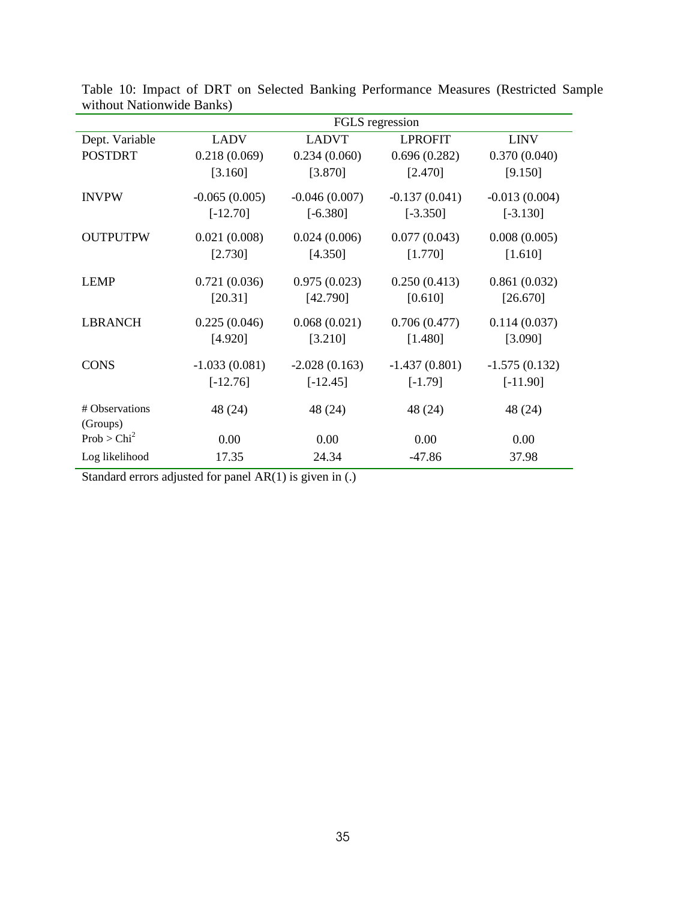Table 10: Impact of DRT on Selected Banking Performance Measures (Restricted Sample without Nationwide Banks)

| | FGLS regression | | | |
|---|---|---|---|---|
| Dept. Variable | LADV | LADVT | LPROFIT | LINV |
| POSTDRT | 0.218 (0.069) | 0.234 (0.060) | 0.696 (0.282) | 0.370 (0.040) |
| | [3.160] | [3.870] | [2.470] | [9.150] |
| INVPW | -0.065 (0.005) | -0.046 (0.007) | -0.137 (0.041) | -0.013 (0.004) |
| | [-12.70] | [-6.380] | [-3.350] | [-3.130] |
| OUTPUTPW | 0.021 (0.008) | 0.024 (0.006) | 0.077 (0.043) | 0.008 (0.005) |
| | [2.730] | [4.350] | [1.770] | [1.610] |
| LEMP | 0.721 (0.036) | 0.975 (0.023) | 0.250 (0.413) | 0.861 (0.032) |
| | [20.31] | [42.790] | [0.610] | [26.670] |
| LBRANCH | 0.225 (0.046) | 0.068 (0.021) | 0.706 (0.477) | 0.114 (0.037) |
| | [4.920] | [3.210] | [1.480] | [3.090] |
| CONS | -1.033 (0.081) | -2.028 (0.163) | -1.437 (0.801) | -1.575 (0.132) |
| | [-12.76] | [-12.45] | [-1.79] | [-11.90] |
| # Observations (Groups) | 48 (24) | 48 (24) | 48 (24) | 48 (24) |
| Prob > $Chi^2$ | 0.00 | 0.00 | 0.00 | 0.00 |
| Log likelihood | 17.35 | 24.34 | -47.86 | 37.98 |

Standard errors adjusted for panel AR(1) is given in (.)